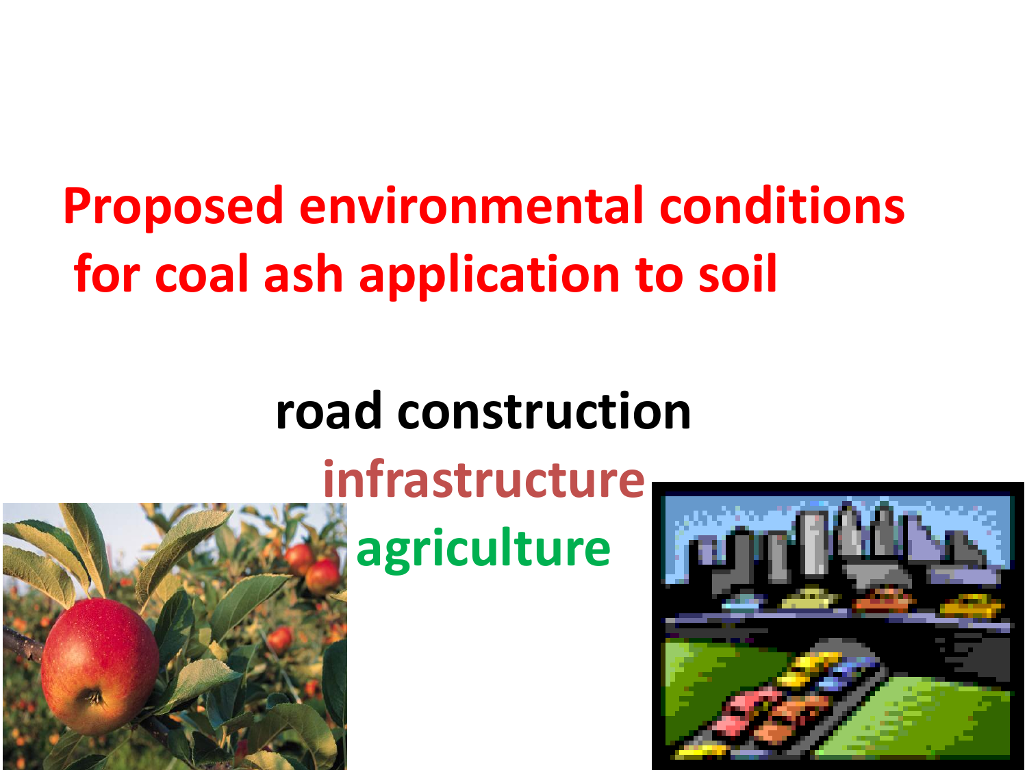# Proposed environmental conditions for coal ash application to soil

**road construction**

**infrastructure**

**agriculture**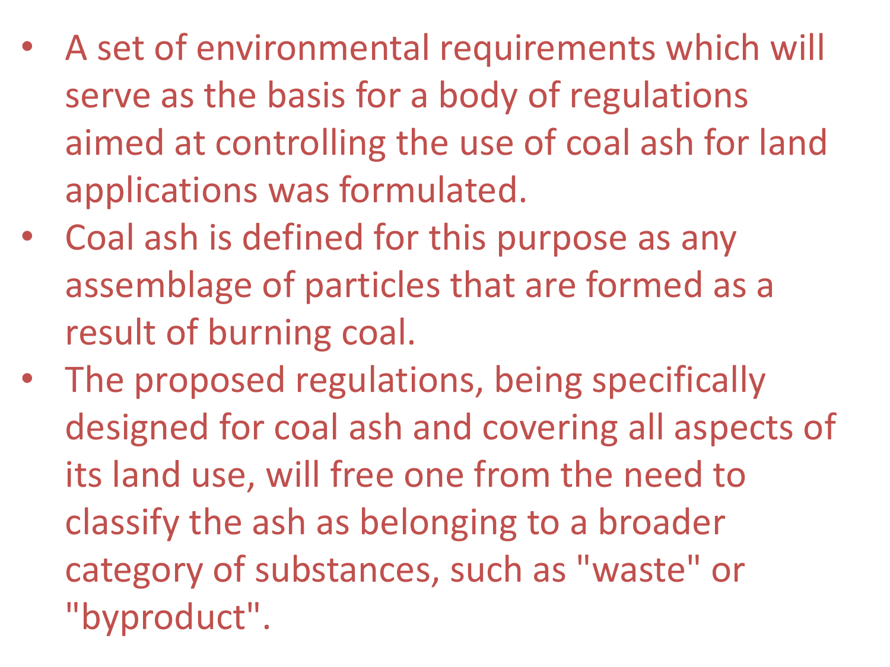- A set of environmental requirements which will serve as the basis for a body of regulations aimed at controlling the use of coal ash for land applications was formulated.
- Coal ash is defined for this purpose as any assemblage of particles that are formed as a result of burning coal.
- The proposed regulations, being specifically designed for coal ash and covering all aspects of its land use, will free one from the need to classify the ash as belonging to a broader category of substances, such as "waste" or "byproduct".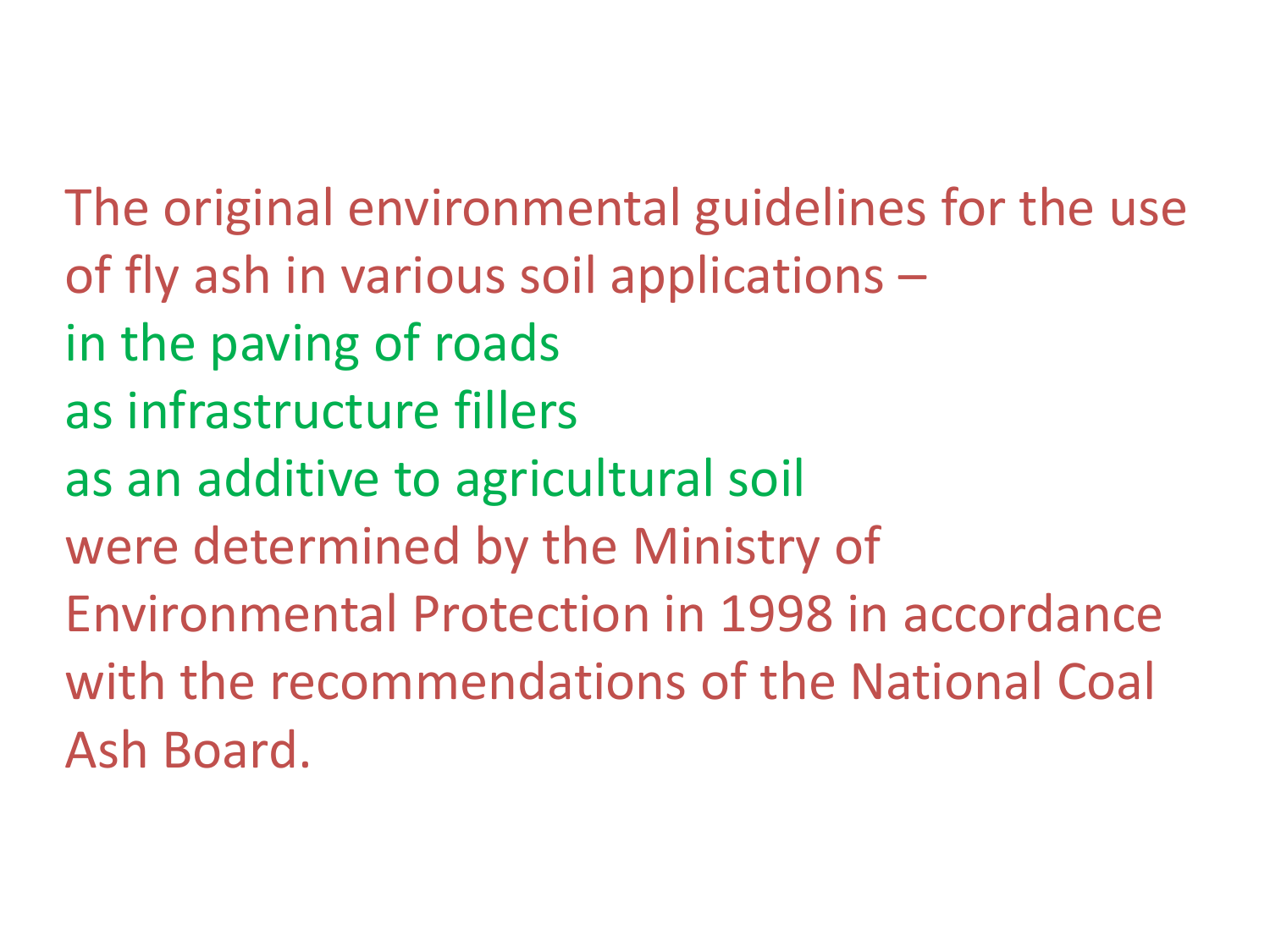The original environmental guidelines for the use of fly ash in various soil applications –

in the paving of roads

as infrastructure fillers

as an additive to agricultural soil

were determined by the Ministry of Environmental Protection in 1998 in accordance with the recommendations of the National Coal Ash Board.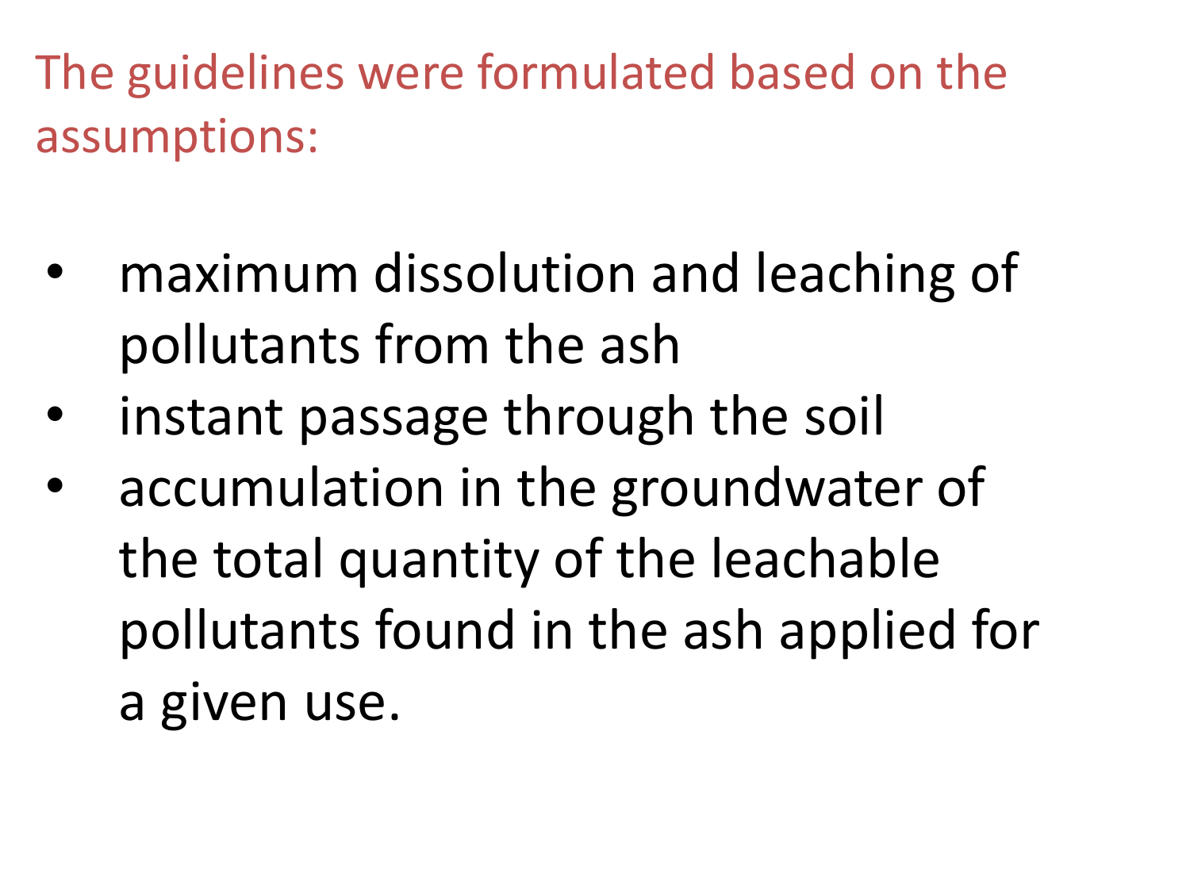The guidelines were formulated based on the assumptions:

- maximum dissolution and leaching of pollutants from the ash
- instant passage through the soil
- accumulation in the groundwater of the total quantity of the leachable pollutants found in the ash applied for a given use.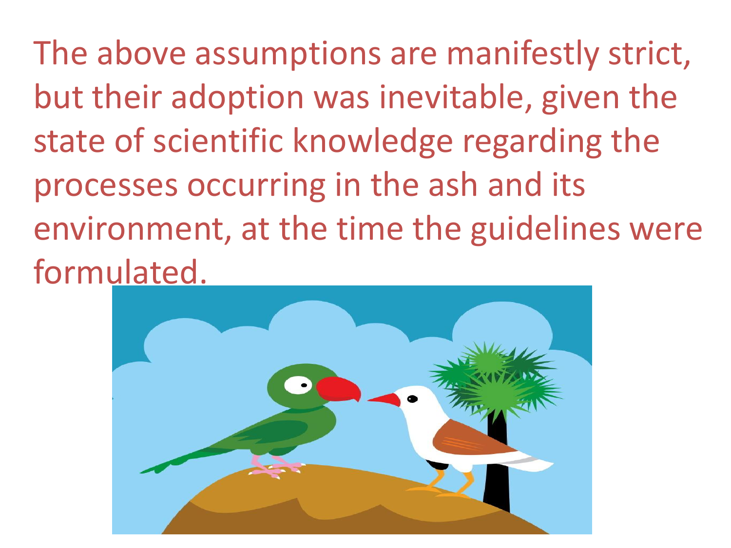The above assumptions are manifestly strict, but their adoption was inevitable, given the state of scientific knowledge regarding the processes occurring in the ash and its environment, at the time the guidelines were formulated.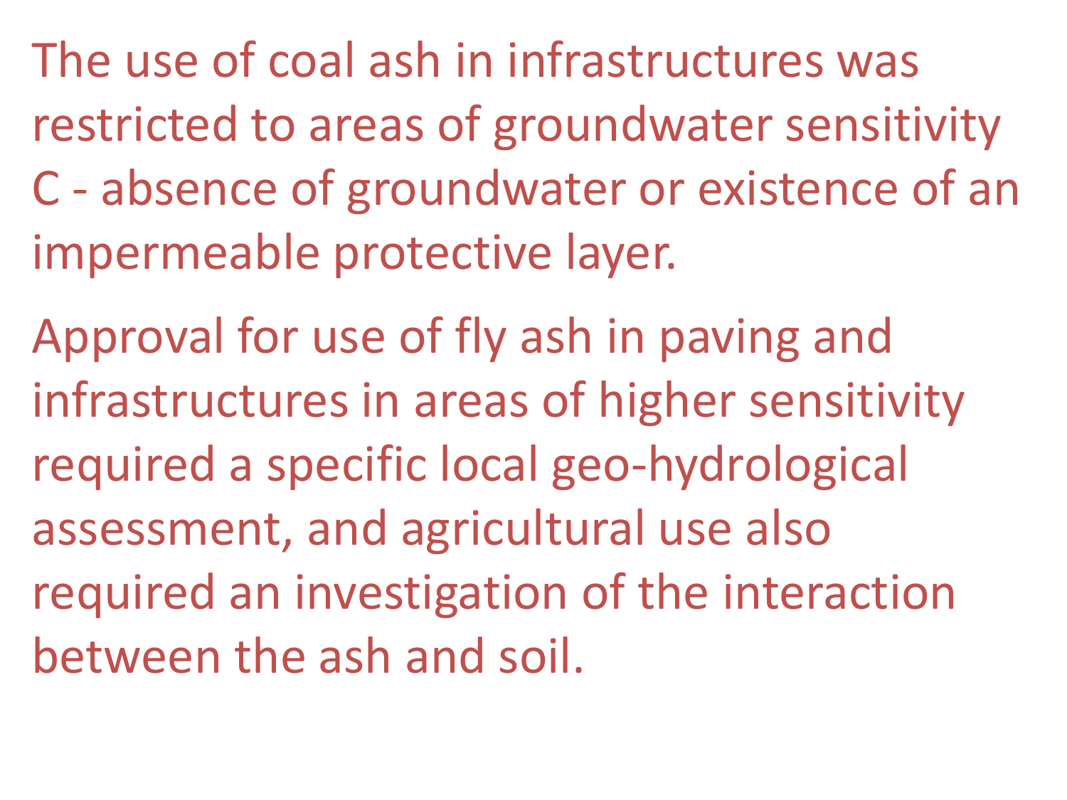The use of coal ash in infrastructures was restricted to areas of groundwater sensitivity C - absence of groundwater or existence of an impermeable protective layer.

Approval for use of fly ash in paving and infrastructures in areas of higher sensitivity required a specific local geo-hydrological assessment, and agricultural use also required an investigation of the interaction between the ash and soil.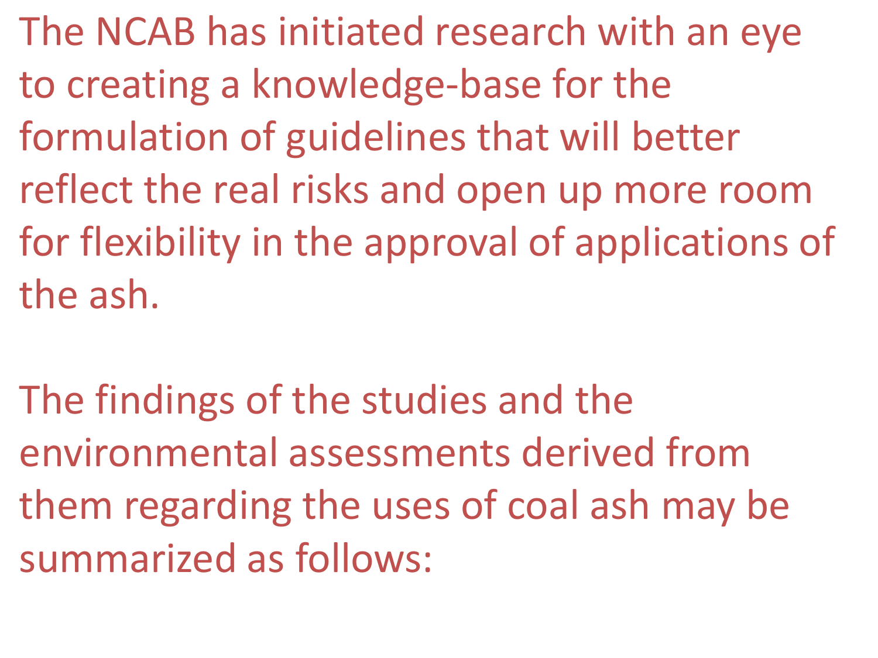The NCAB has initiated research with an eye to creating a knowledge-base for the formulation of guidelines that will better reflect the real risks and open up more room for flexibility in the approval of applications of the ash.

The findings of the studies and the environmental assessments derived from them regarding the uses of coal ash may be summarized as follows: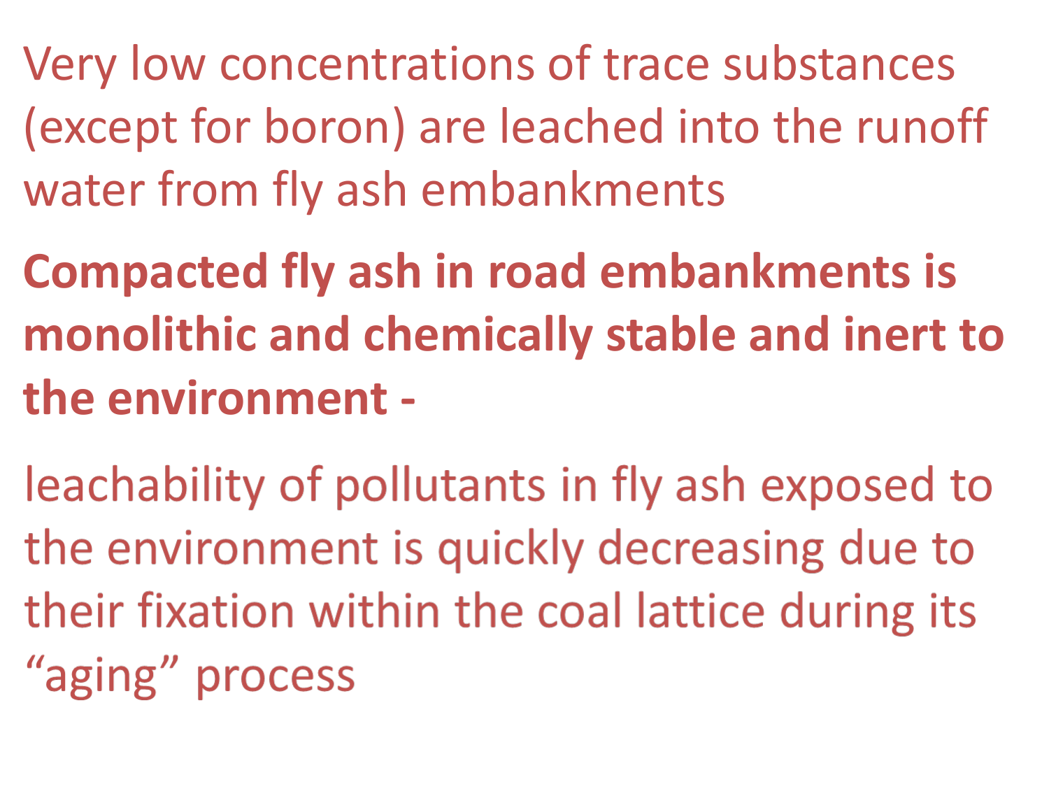Very low concentrations of trace substances (except for boron) are leached into the runoff water from fly ash embankments

**Compacted fly ash in road embankments is monolithic and chemically stable and inert to the environment -**

leachability of pollutants in fly ash exposed to the environment is quickly decreasing due to their fixation within the coal lattice during its "aging" process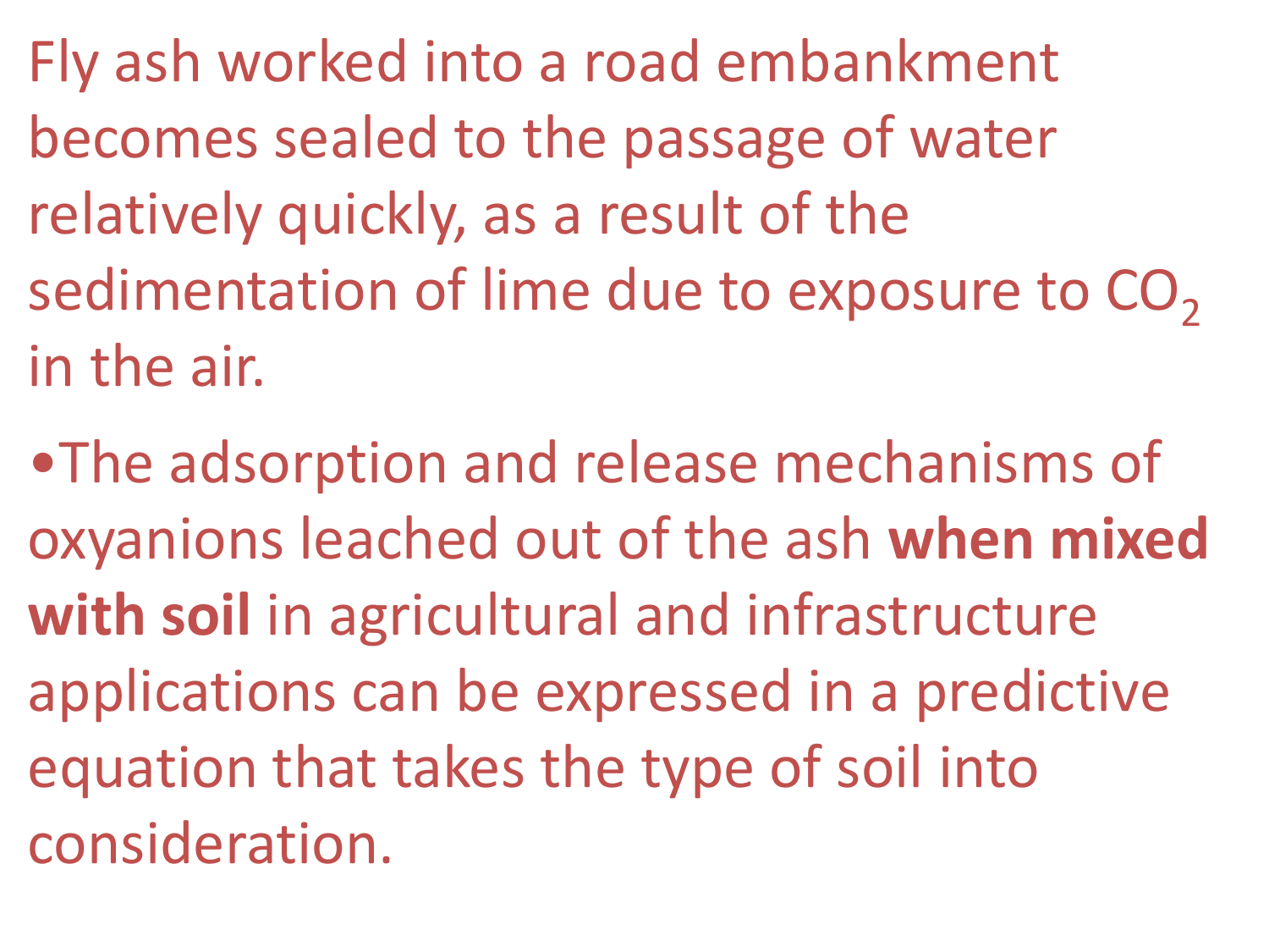Fly ash worked into a road embankment becomes sealed to the passage of water relatively quickly, as a result of the sedimentation of lime due to exposure to $CO_2$ in the air.

- The adsorption and release mechanisms of oxyanions leached out of the ash **when mixed with soil** in agricultural and infrastructure applications can be expressed in a predictive equation that takes the type of soil into consideration.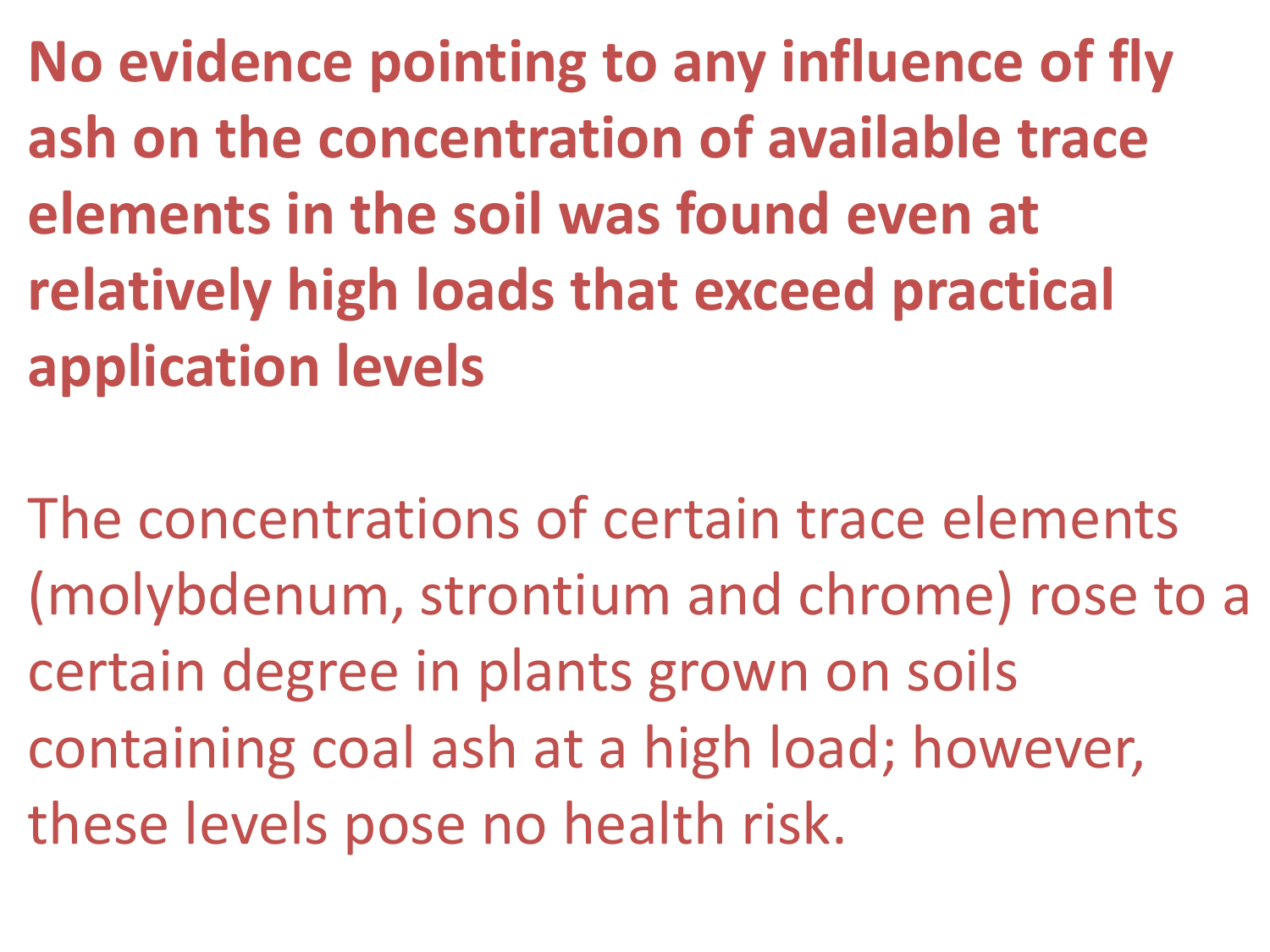**No evidence pointing to any influence of fly ash on the concentration of available trace elements in the soil was found even at relatively high loads that exceed practical application levels**

The concentrations of certain trace elements (molybdenum, strontium and chrome) rose to a certain degree in plants grown on soils containing coal ash at a high load; however, these levels pose no health risk.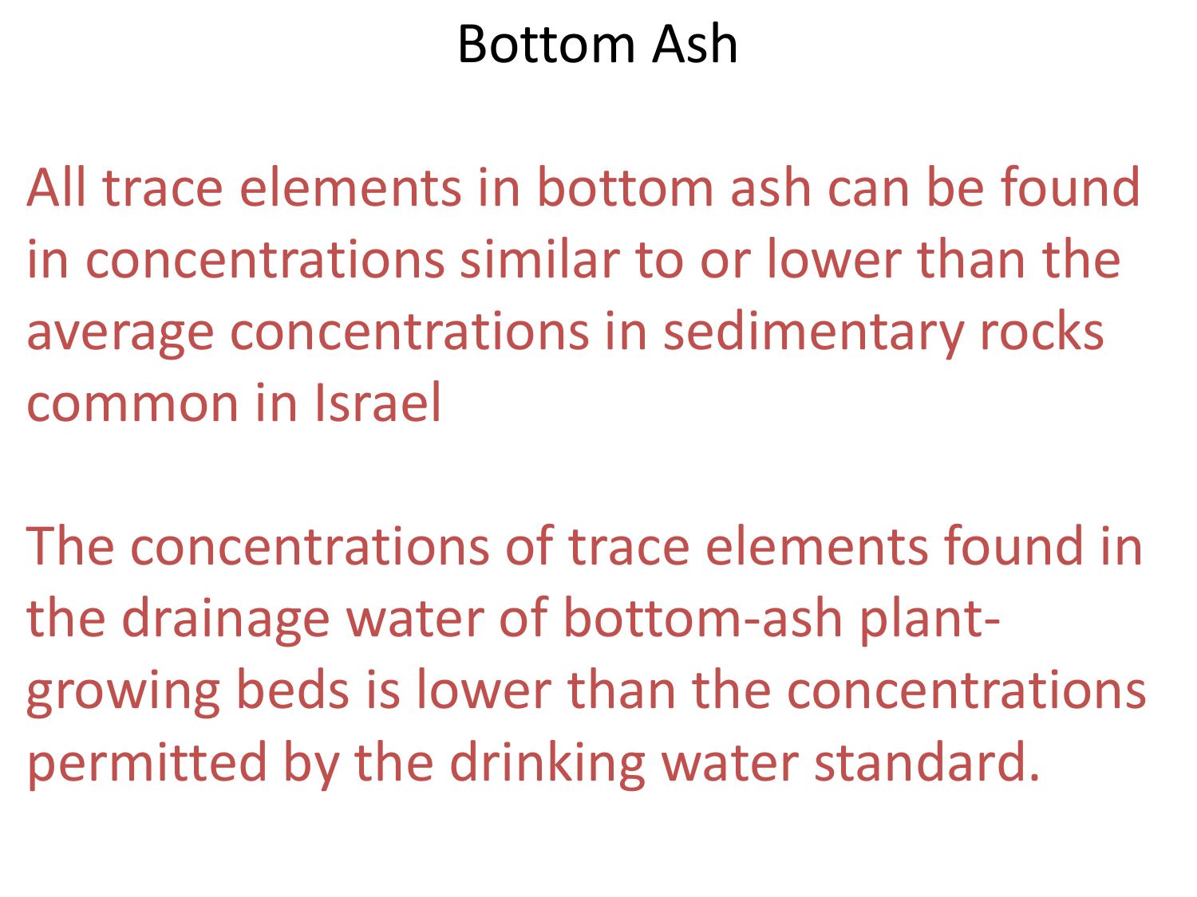# Bottom Ash

All trace elements in bottom ash can be found in concentrations similar to or lower than the average concentrations in sedimentary rocks common in Israel

The concentrations of trace elements found in the drainage water of bottom-ash plant-growing beds is lower than the concentrations permitted by the drinking water standard.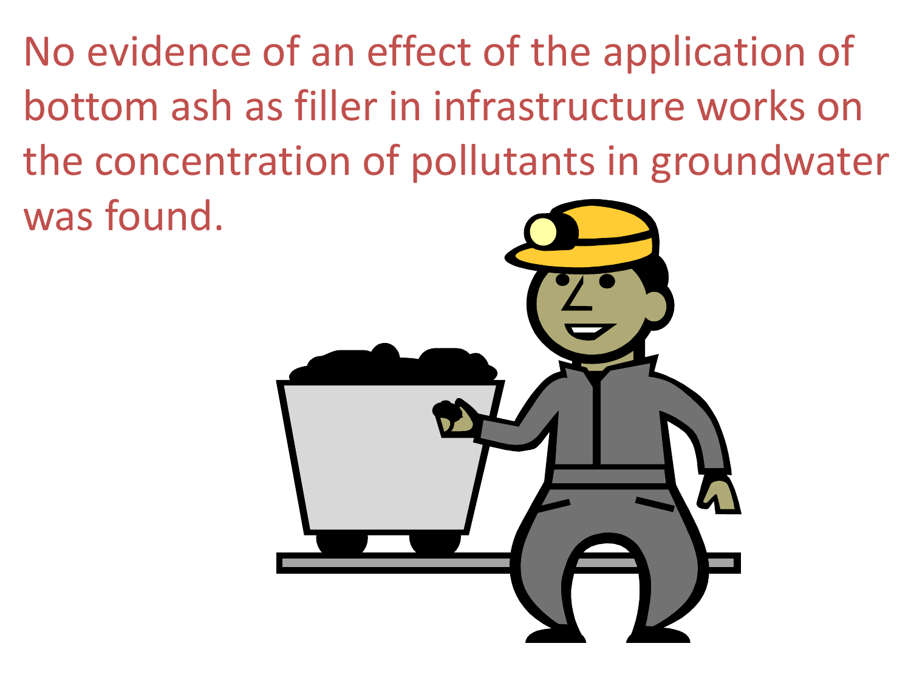No evidence of an effect of the application of bottom ash as filler in infrastructure works on the concentration of pollutants in groundwater was found.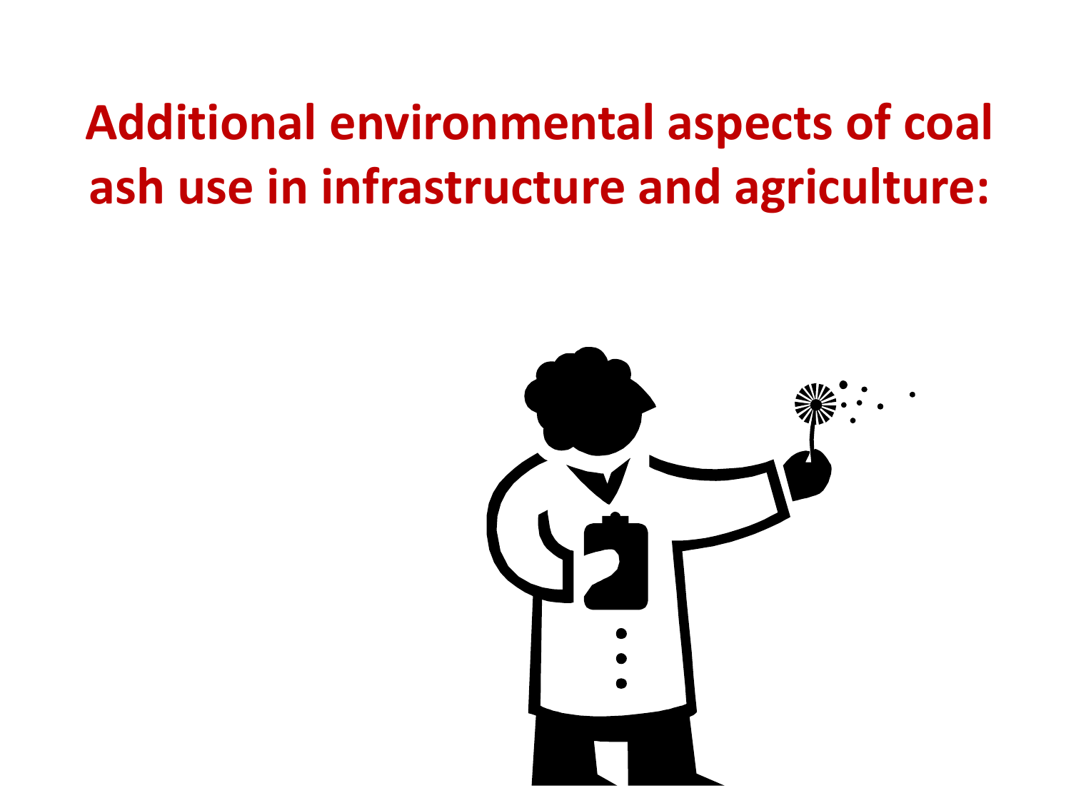# Additional environmental aspects of coal ash use in infrastructure and agriculture: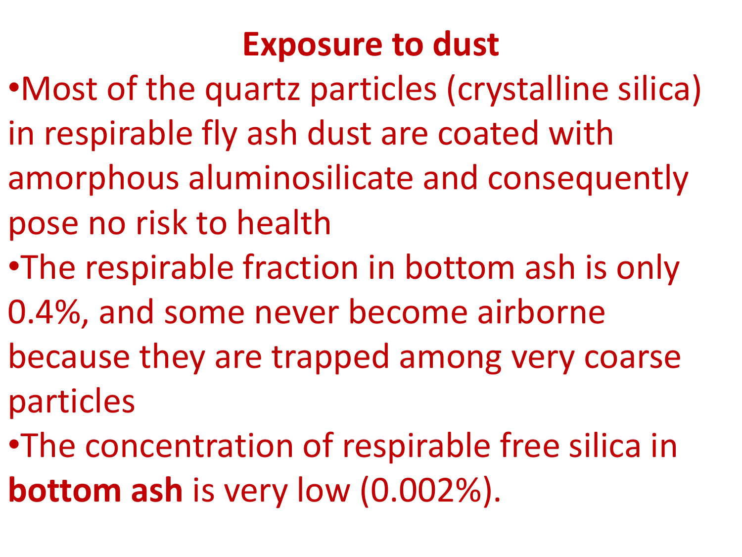# Exposure to dust

- Most of the quartz particles (crystalline silica) in respirable fly ash dust are coated with amorphous aluminosilicate and consequently pose no risk to health
- The respirable fraction in bottom ash is only 0.4%, and some never become airborne because they are trapped among very coarse particles
- The concentration of respirable free silica in **bottom ash** is very low (0.002%).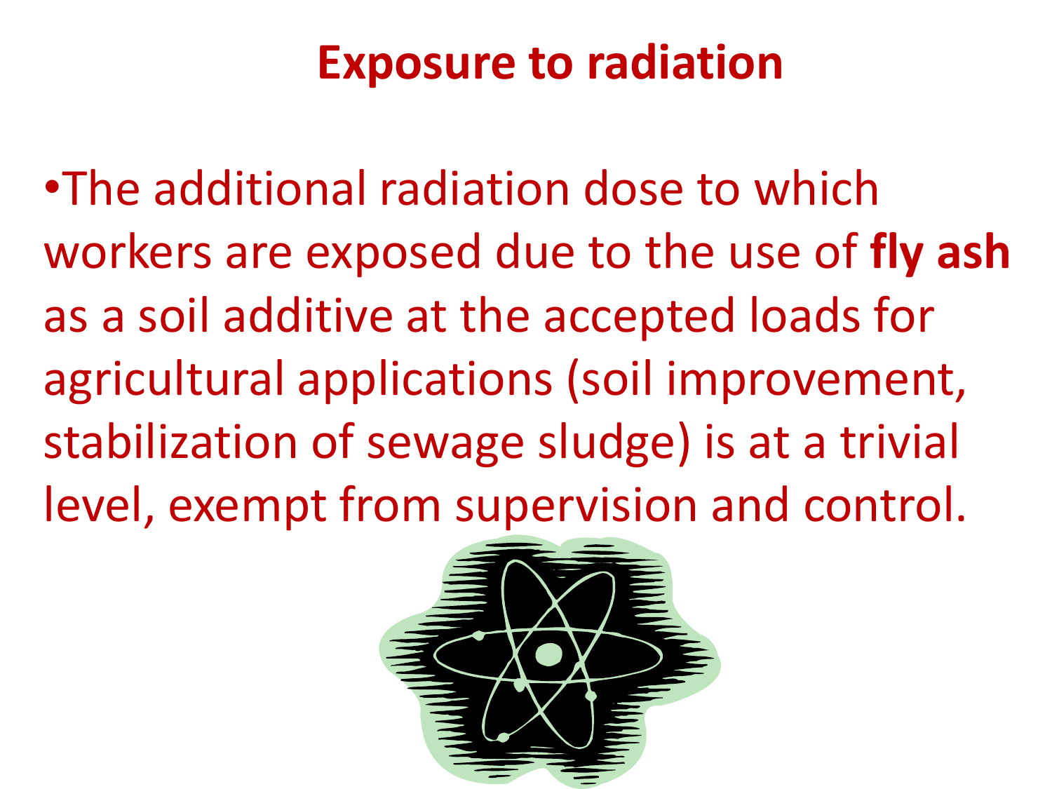# Exposure to radiation

- The additional radiation dose to which workers are exposed due to the use of **fly ash** as a soil additive at the accepted loads for agricultural applications (soil improvement, stabilization of sewage sludge) is at a trivial level, exempt from supervision and control.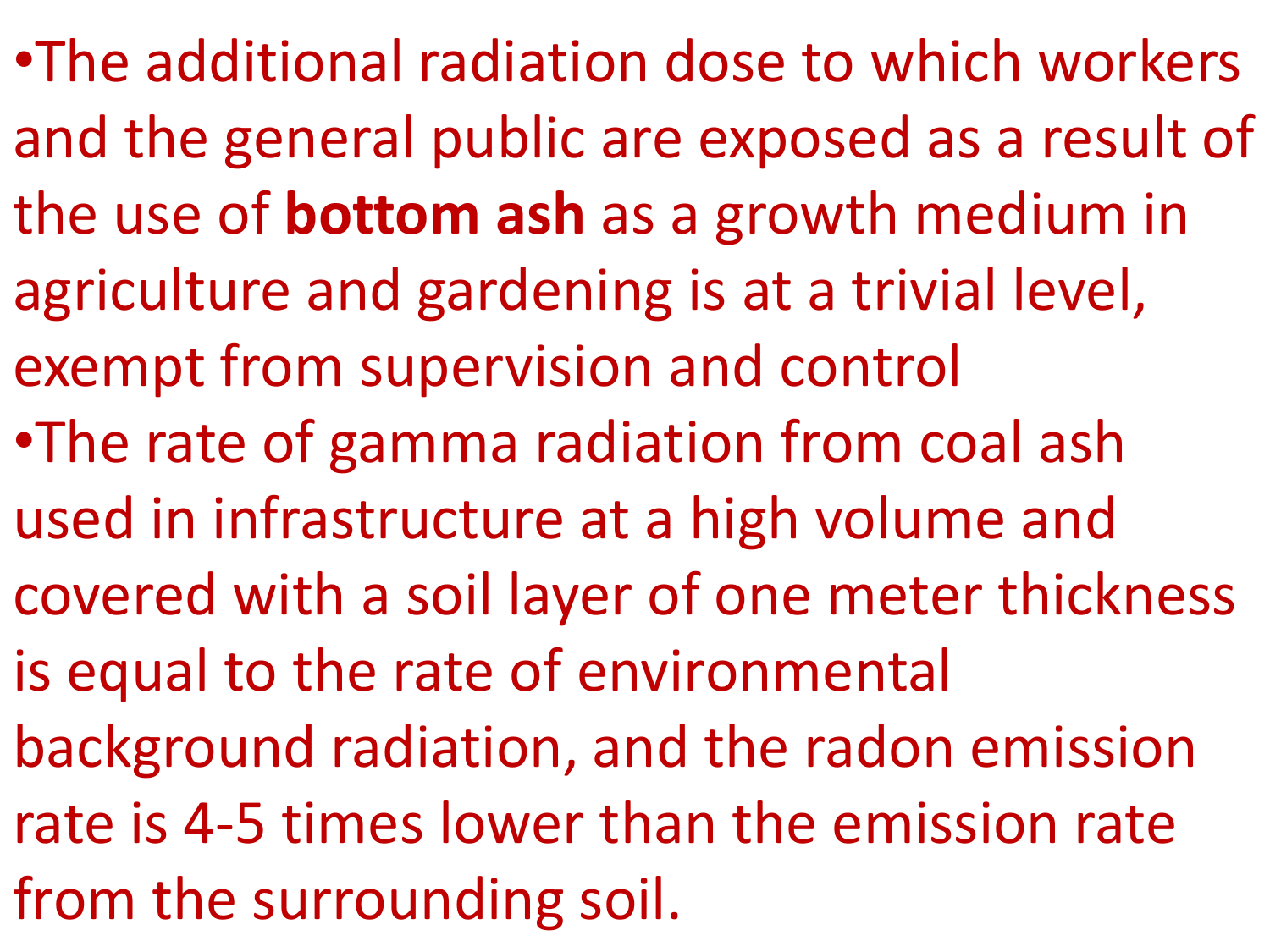- The additional radiation dose to which workers and the general public are exposed as a result of the use of **bottom ash** as a growth medium in agriculture and gardening is at a trivial level, exempt from supervision and control
- The rate of gamma radiation from coal ash used in infrastructure at a high volume and covered with a soil layer of one meter thickness is equal to the rate of environmental background radiation, and the radon emission rate is 4-5 times lower than the emission rate from the surrounding soil.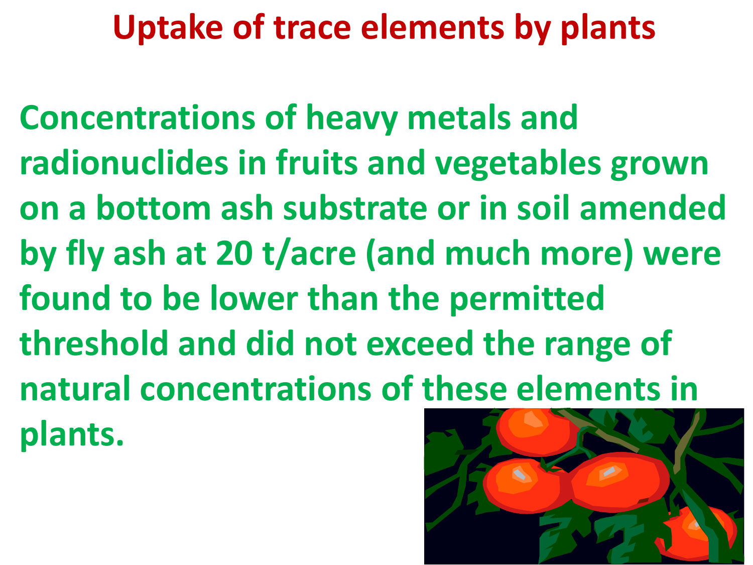# Uptake of trace elements by plants

**Concentrations of heavy metals and radionuclides in fruits and vegetables grown on a bottom ash substrate or in soil amended by fly ash at 20 t/acre (and much more) were found to be lower than the permitted threshold and did not exceed the range of natural concentrations of these elements in plants.**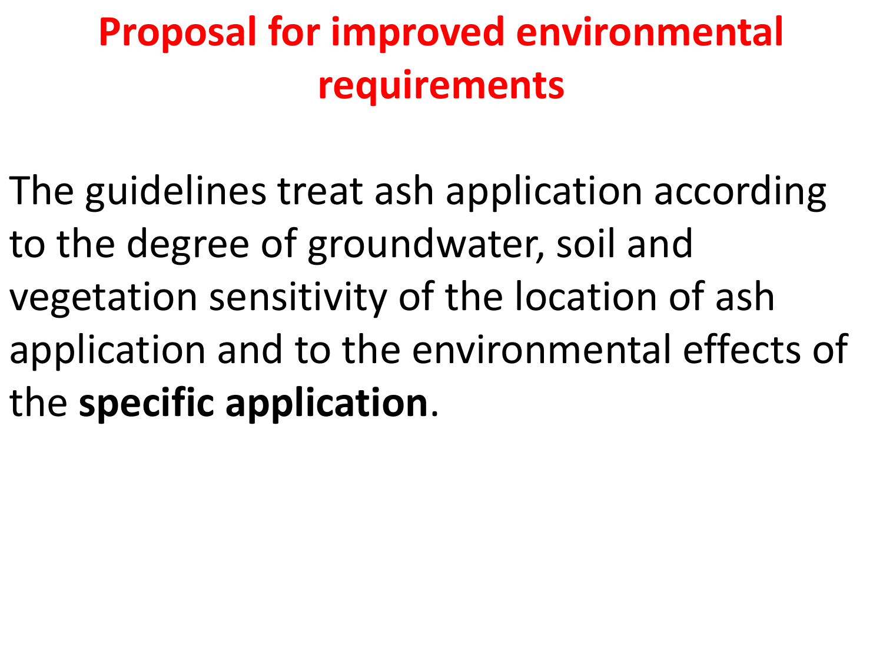# Proposal for improved environmental requirements

The guidelines treat ash application according to the degree of groundwater, soil and vegetation sensitivity of the location of ash application and to the environmental effects of the **specific application**.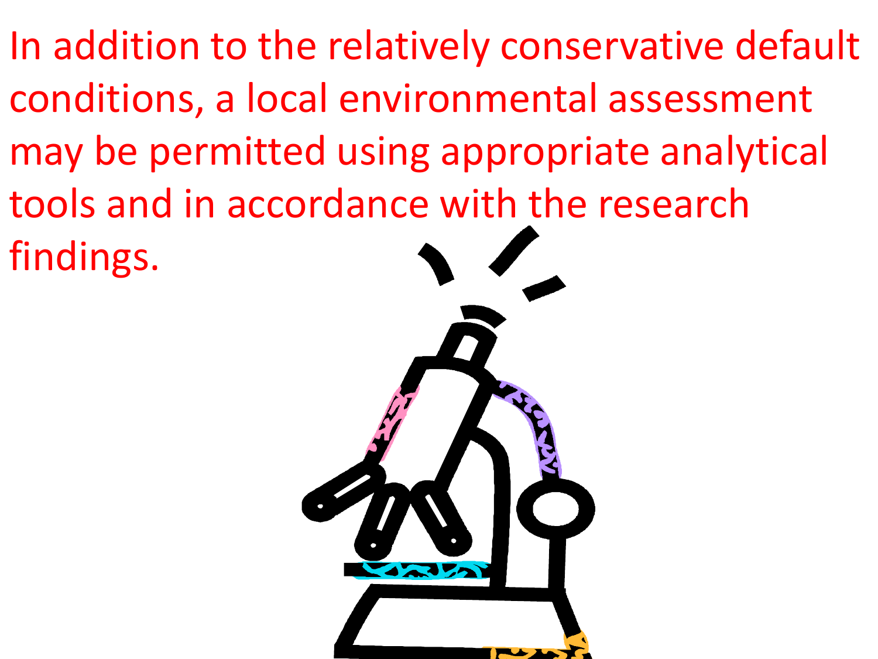In addition to the relatively conservative default conditions, a local environmental assessment may be permitted using appropriate analytical tools and in accordance with the research findings.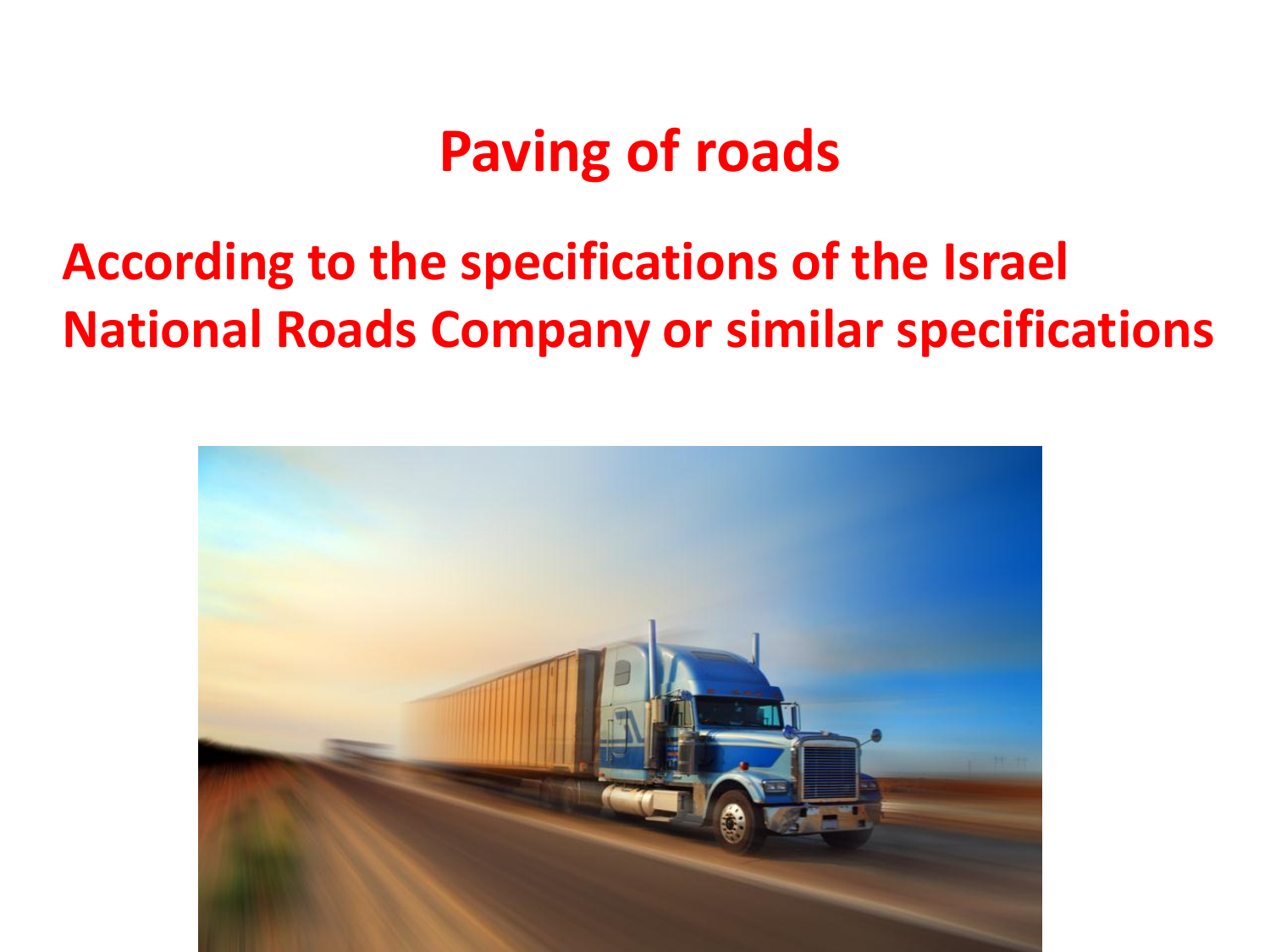# Paving of roads

## According to the specifications of the Israel National Roads Company or similar specifications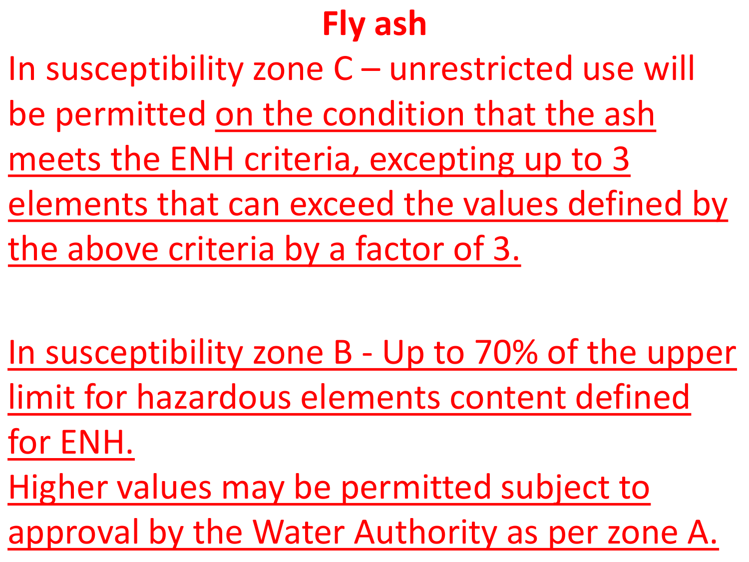# Fly ash

In susceptibility zone C – unrestricted use will be permitted <u>on the condition that the ash meets the ENH criteria, excepting up to 3 elements that can exceed the values defined by the above criteria by a factor of 3.</u>

<u>In susceptibility zone B - Up to 70% of the upper limit for hazardous elements content defined for ENH.</u>

<u>Higher values may be permitted subject to approval by the Water Authority as per zone A.</u>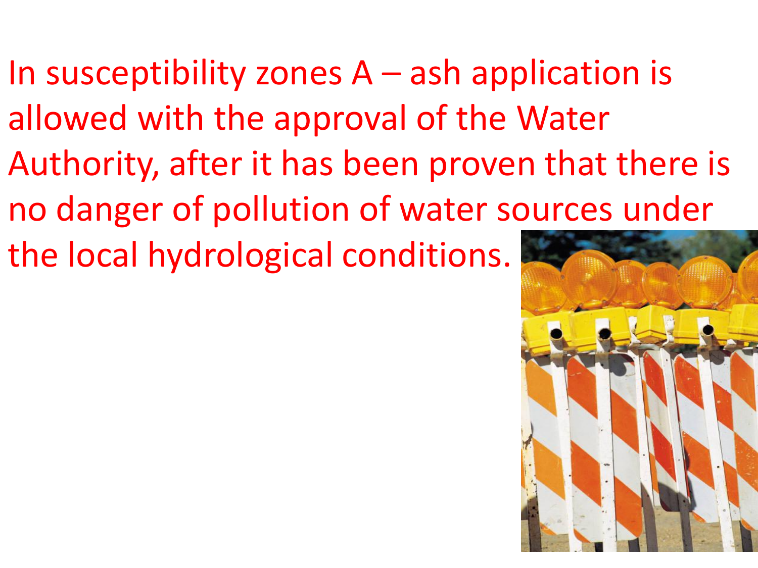In susceptibility zones A – ash application is allowed with the approval of the Water Authority, after it has been proven that there is no danger of pollution of water sources under the local hydrological conditions.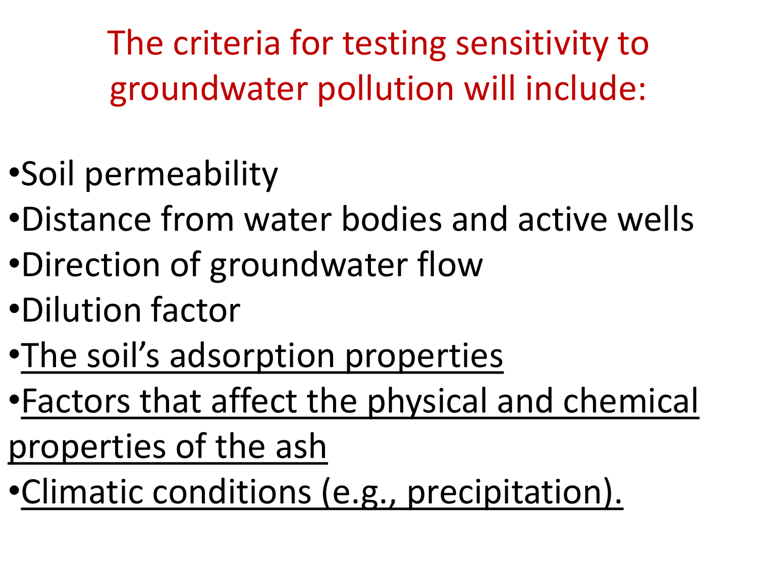# The criteria for testing sensitivity to groundwater pollution will include:

- Soil permeability
- Distance from water bodies and active wells
- Direction of groundwater flow
- Dilution factor
- <u>The soil's adsorption properties</u>
- <u>Factors that affect the physical and chemical properties of the ash</u>
- <u>Climatic conditions (e.g., precipitation).</u>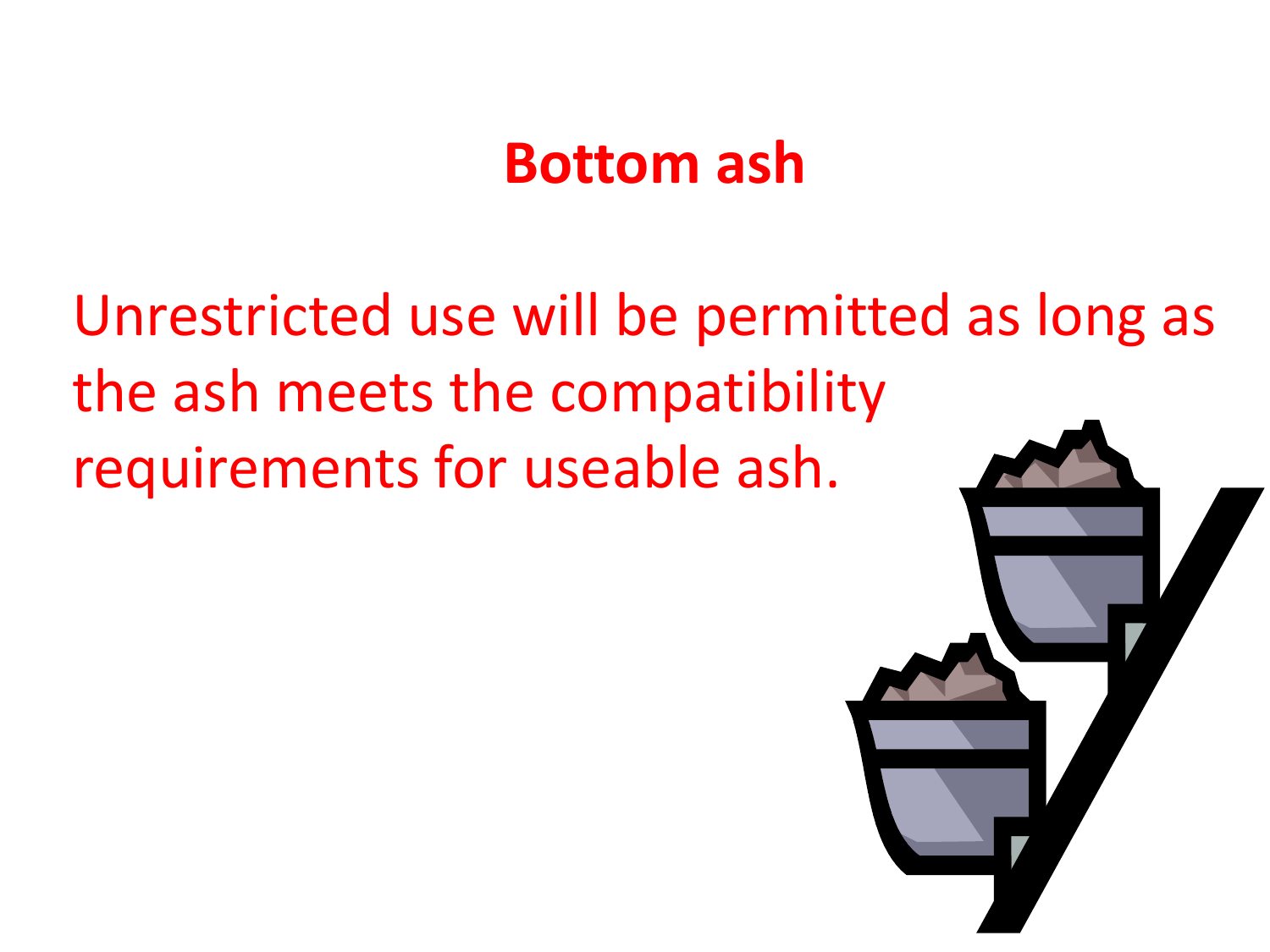# Bottom ash

Unrestricted use will be permitted as long as the ash meets the compatibility requirements for useable ash.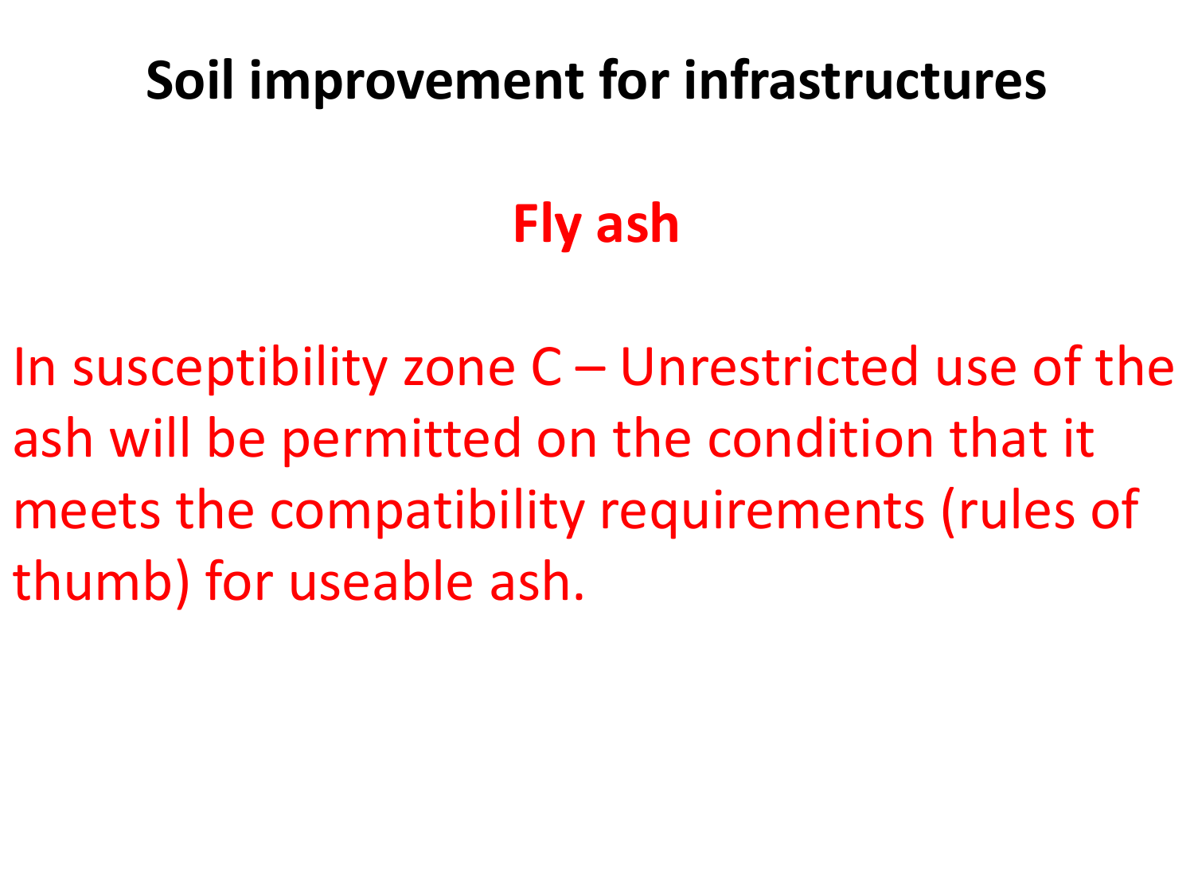# Soil improvement for infrastructures

## Fly ash

In susceptibility zone C – Unrestricted use of the ash will be permitted on the condition that it meets the compatibility requirements (rules of thumb) for useable ash.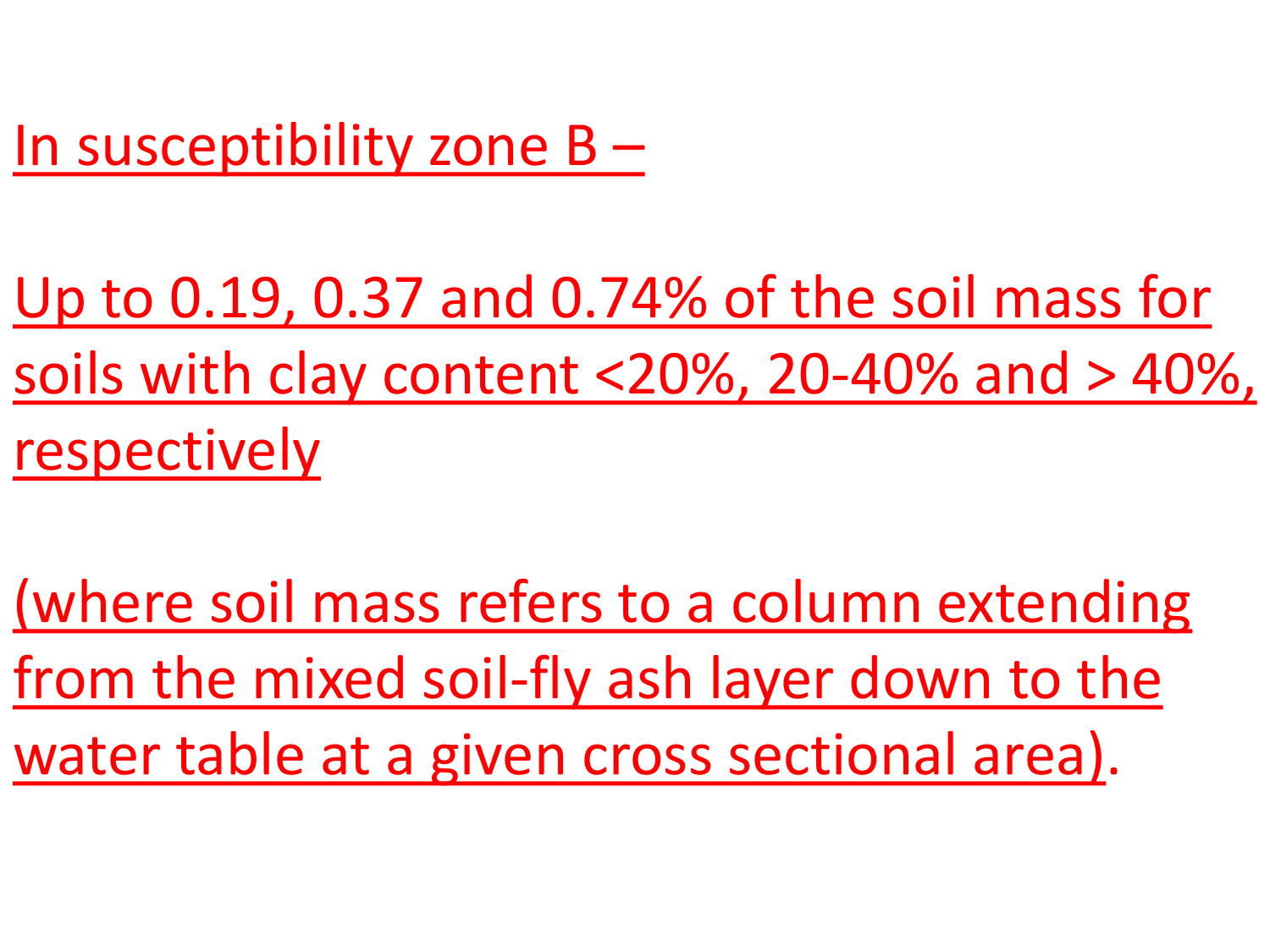In susceptibility zone B –

Up to 0.19, 0.37 and 0.74% of the soil mass for soils with clay content <20%, 20-40% and > 40%, respectively

(where soil mass refers to a column extending from the mixed soil-fly ash layer down to the water table at a given cross sectional area).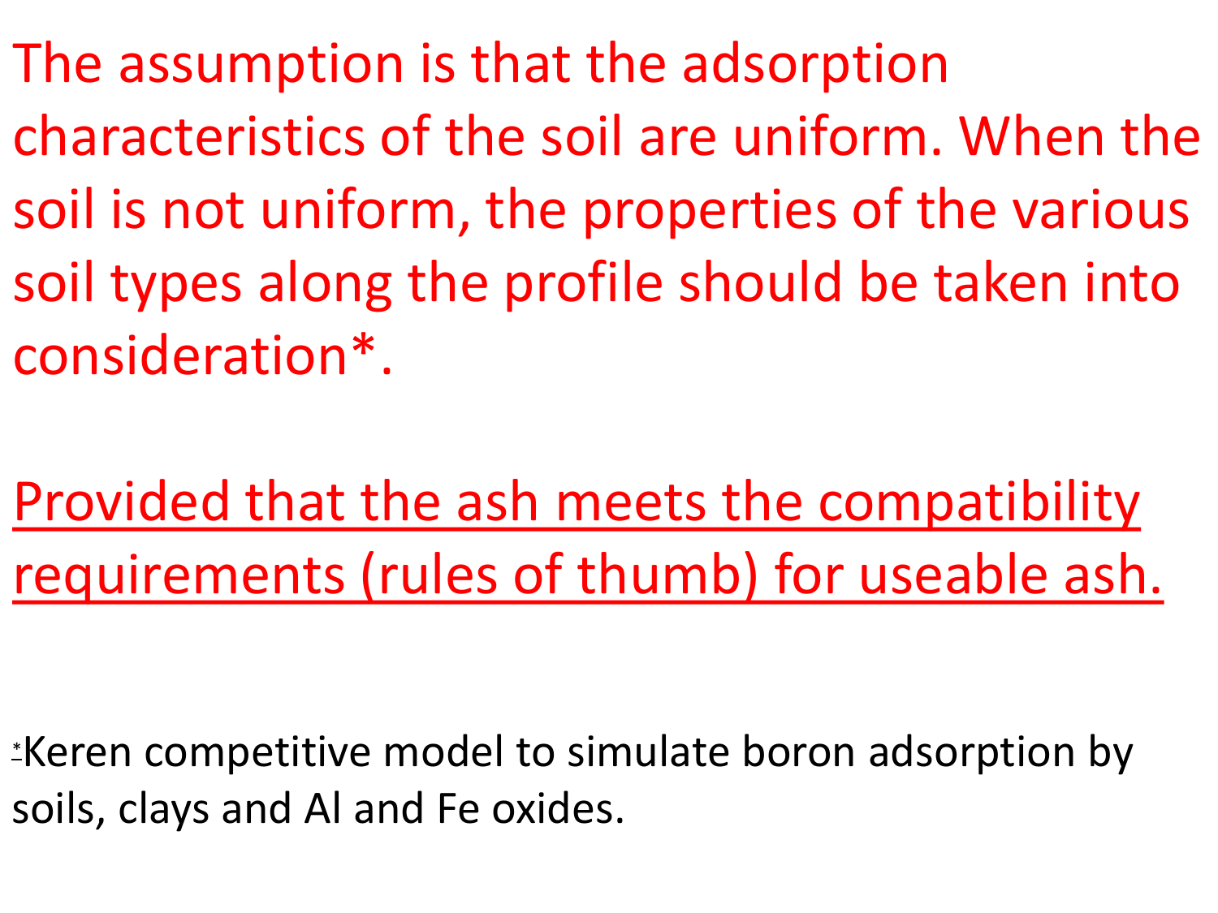The assumption is that the adsorption characteristics of the soil are uniform. When the soil is not uniform, the properties of the various soil types along the profile should be taken into consideration*.

<u>Provided that the ash meets the compatibility requirements (rules of thumb) for useable ash.</u>

*Keren competitive model to simulate boron adsorption by soils, clays and Al and Fe oxides.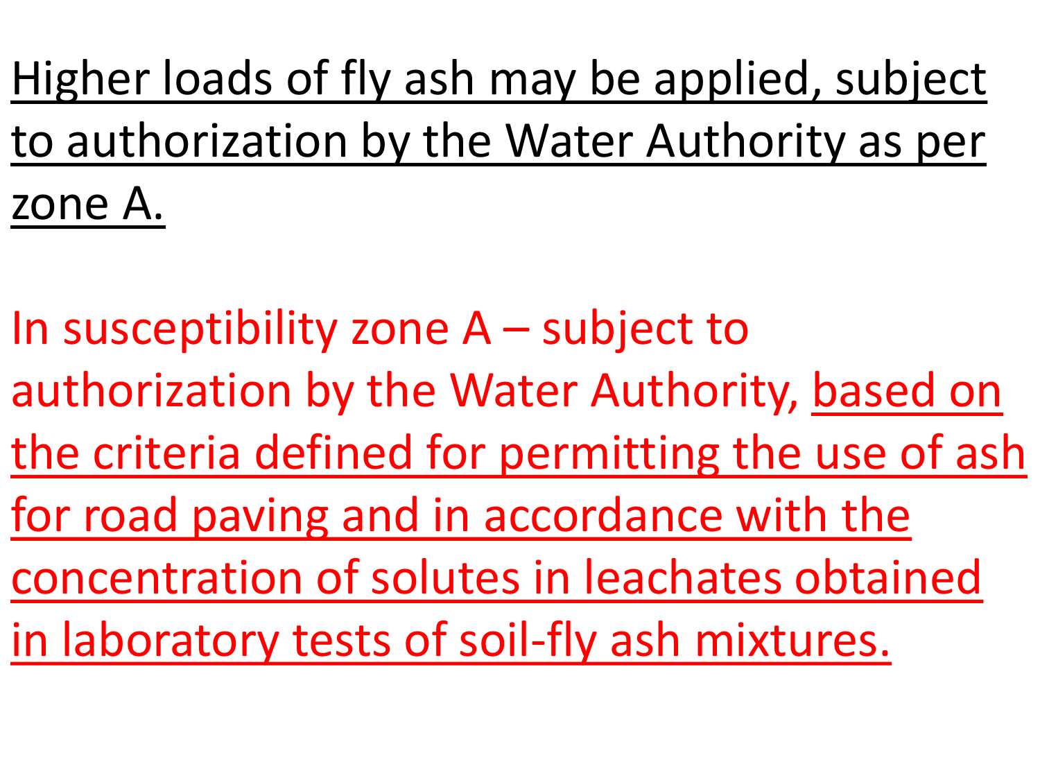Higher loads of fly ash may be applied, subject to authorization by the Water Authority as per zone A.

In susceptibility zone A – subject to authorization by the Water Authority, based on the criteria defined for permitting the use of ash for road paving and in accordance with the concentration of solutes in leachates obtained in laboratory tests of soil-fly ash mixtures.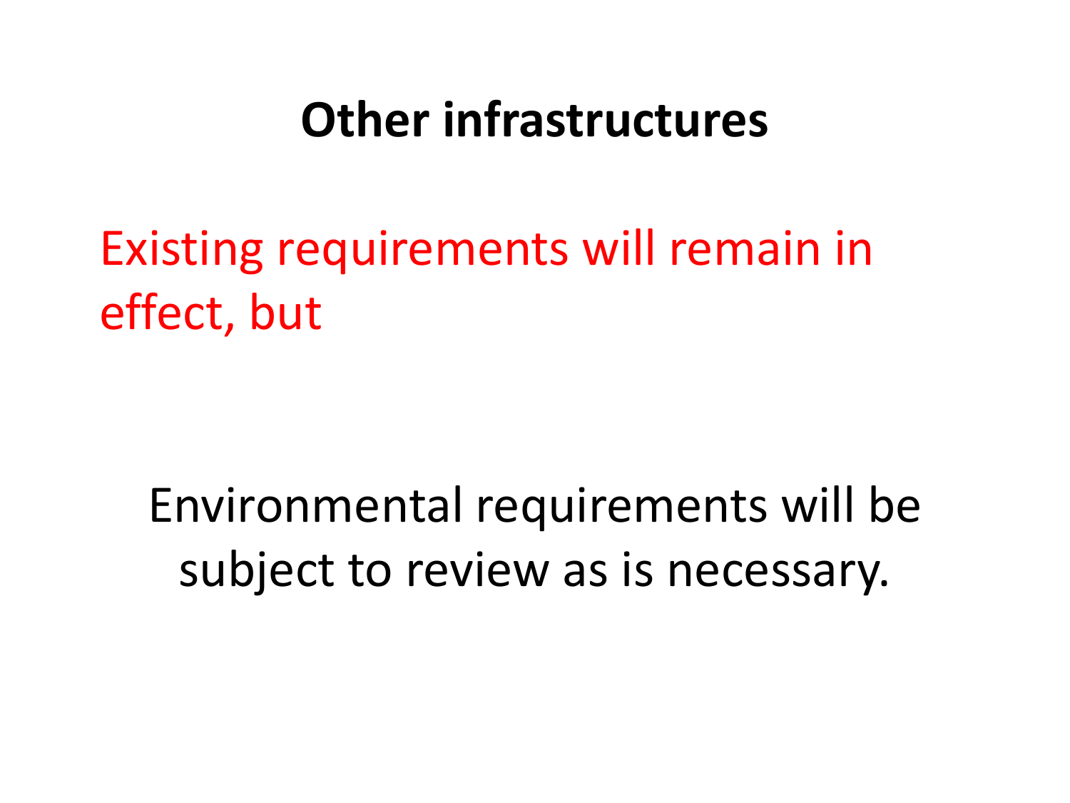# Other infrastructures

Existing requirements will remain in effect, but

Environmental requirements will be subject to review as is necessary.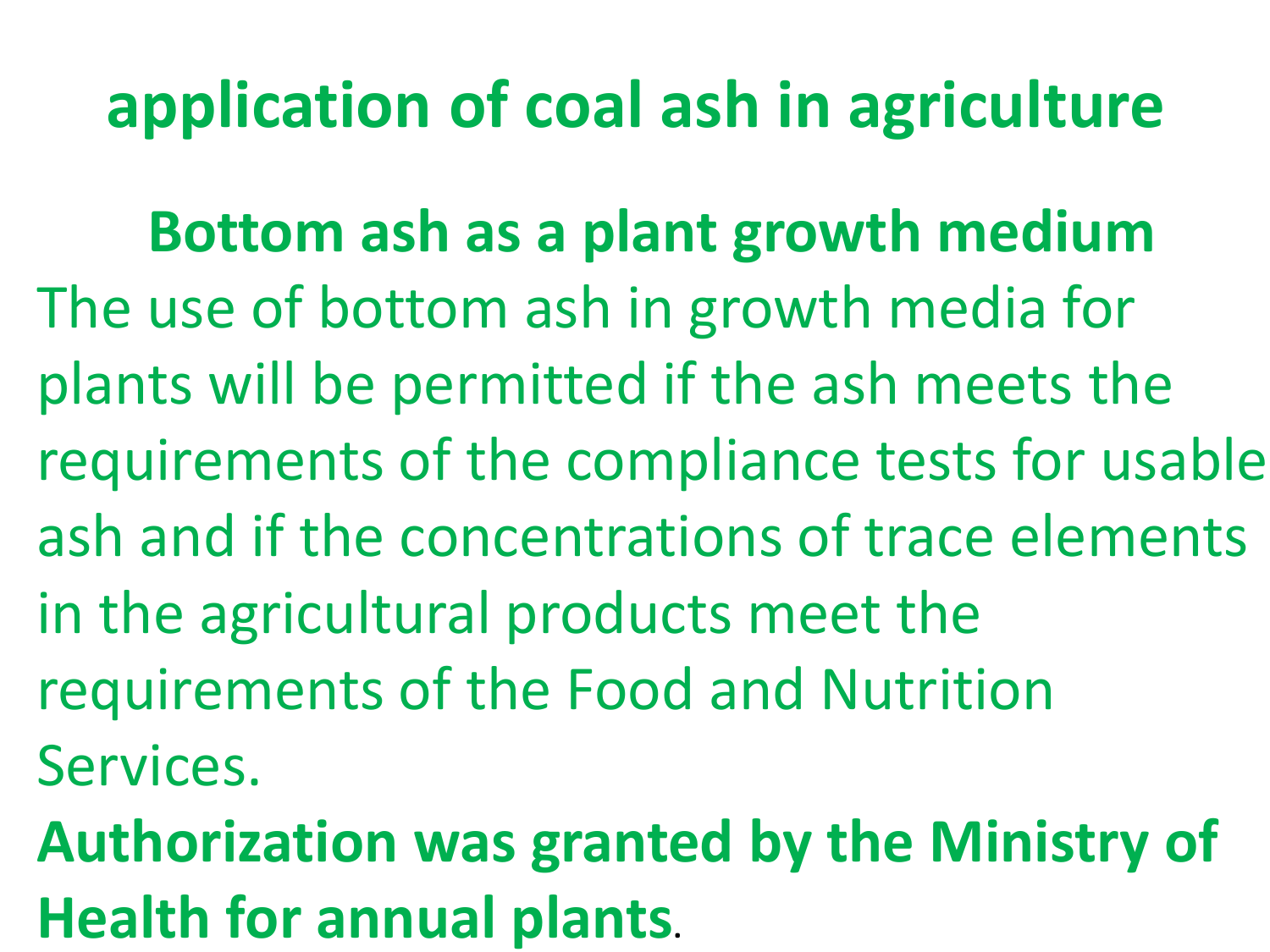# application of coal ash in agriculture

## Bottom ash as a plant growth medium

The use of bottom ash in growth media for plants will be permitted if the ash meets the requirements of the compliance tests for usable ash and if the concentrations of trace elements in the agricultural products meet the requirements of the Food and Nutrition Services.

**Authorization was granted by the Ministry of Health for annual plants**.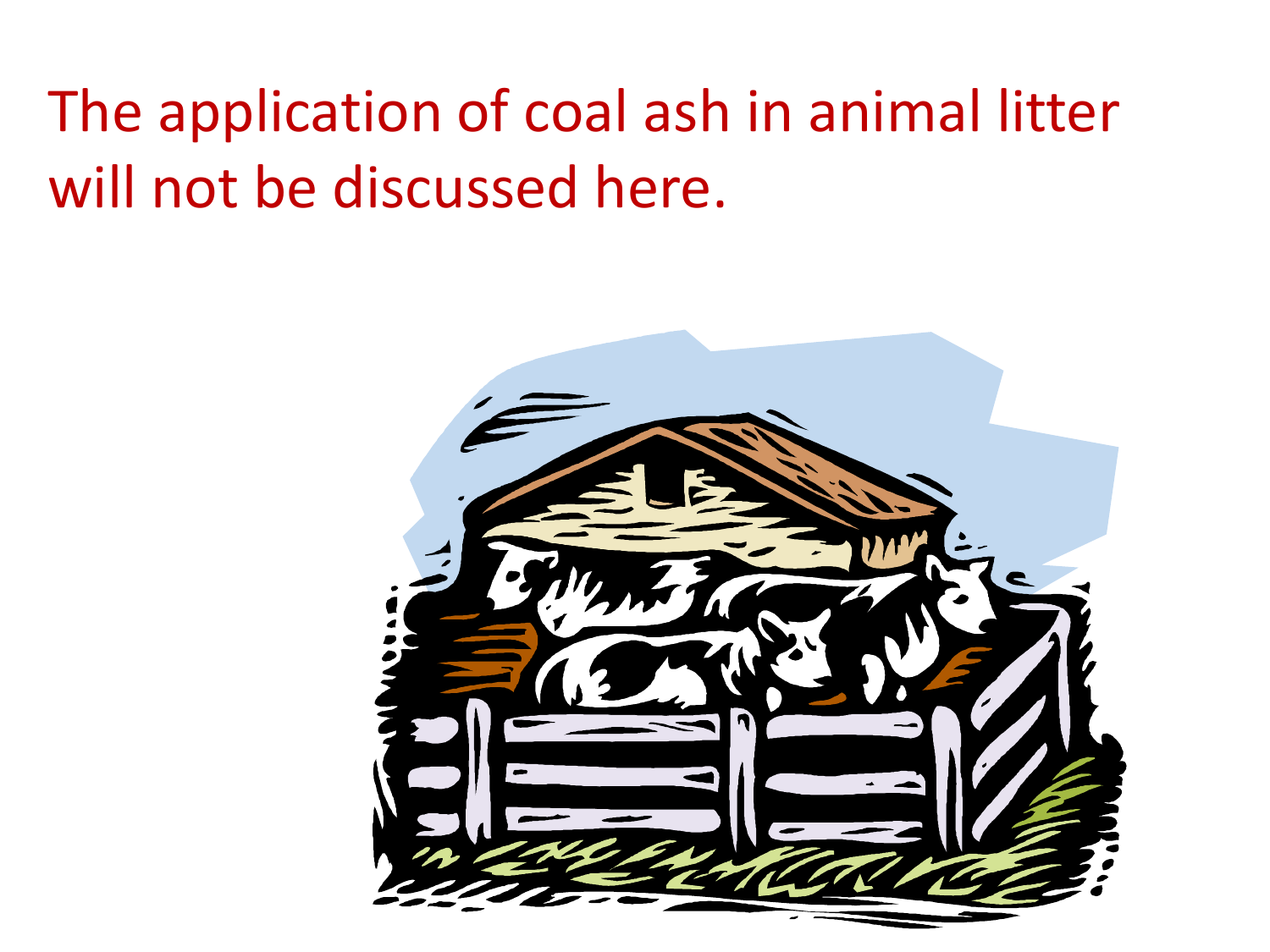The application of coal ash in animal litter will not be discussed here.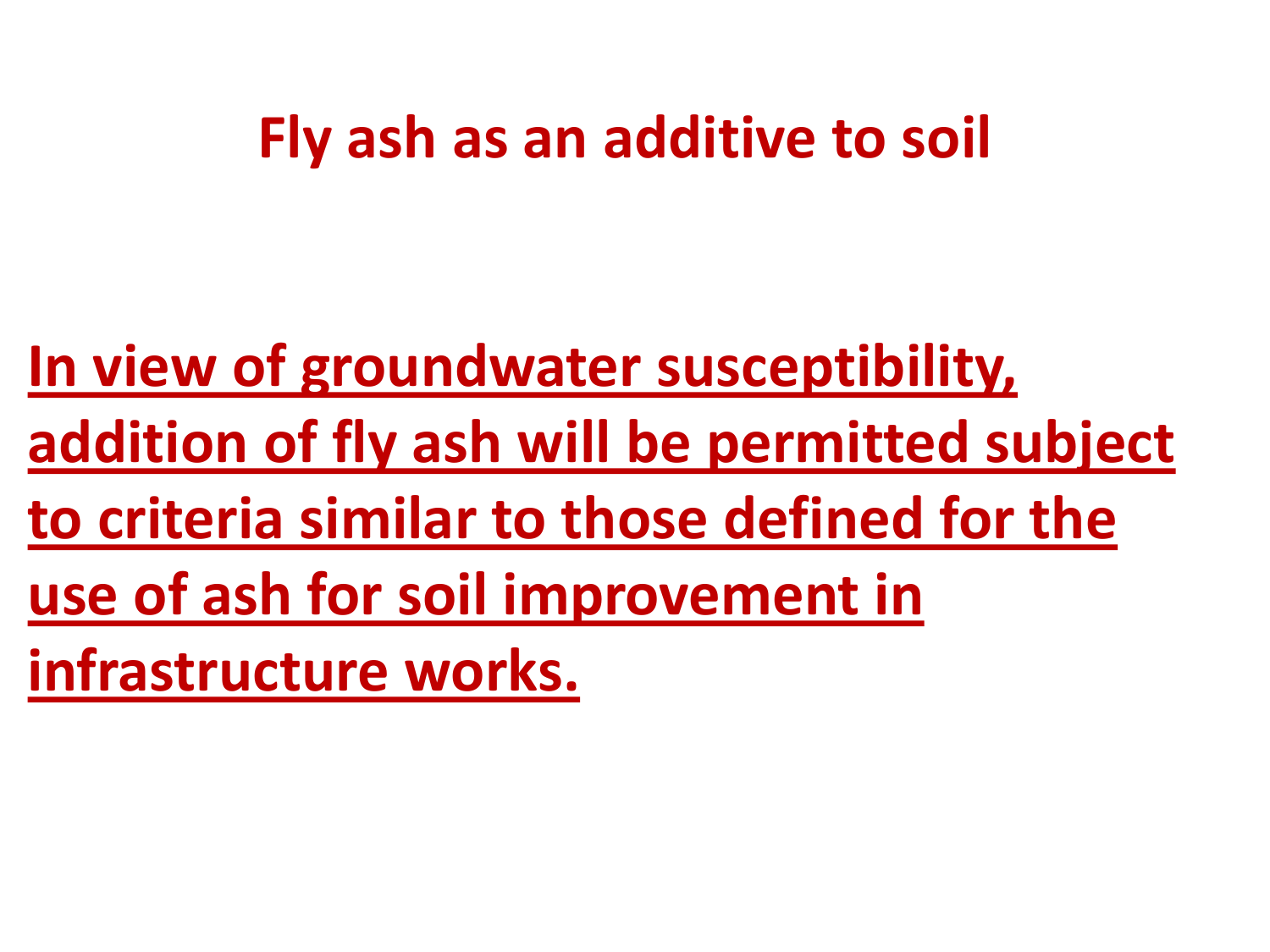# Fly ash as an additive to soil

**In view of groundwater susceptibility, addition of fly ash will be permitted subject to criteria similar to those defined for the use of ash for soil improvement in infrastructure works.**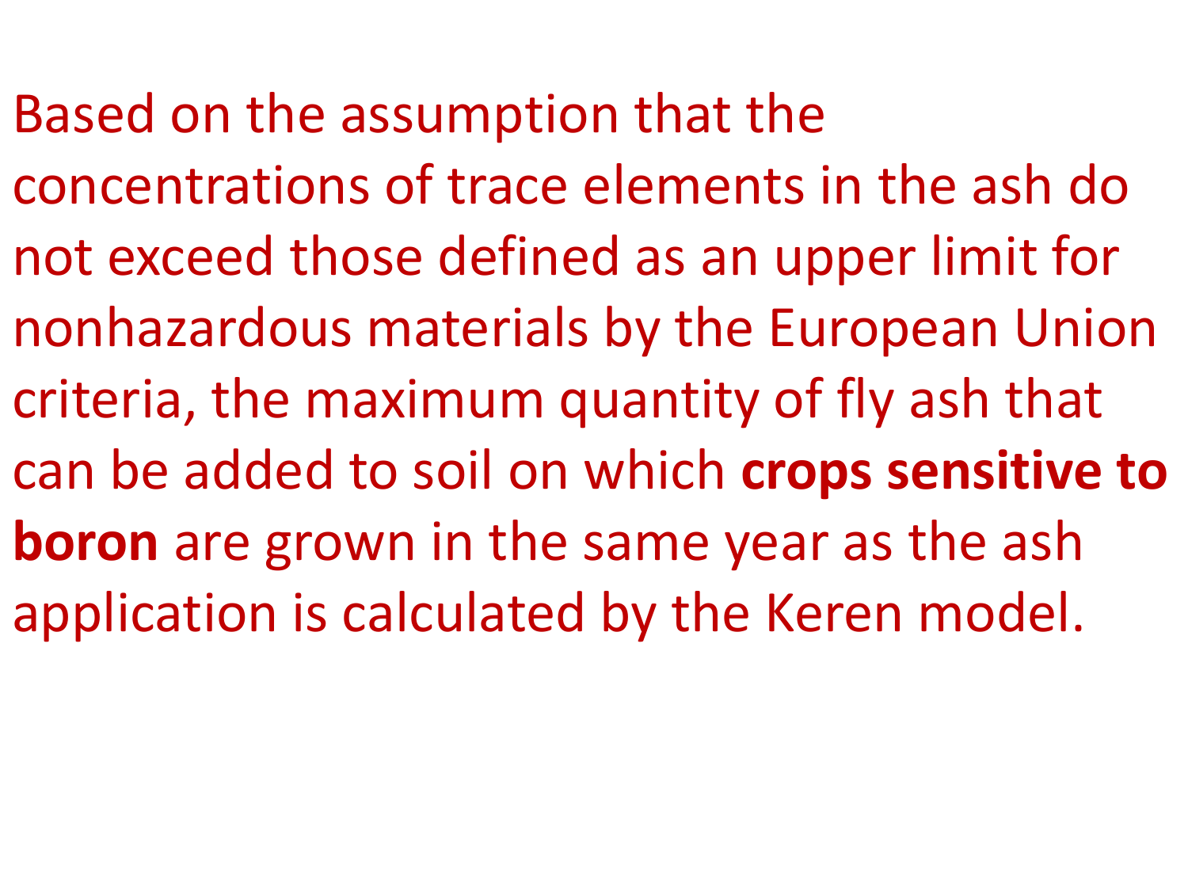Based on the assumption that the concentrations of trace elements in the ash do not exceed those defined as an upper limit for nonhazardous materials by the European Union criteria, the maximum quantity of fly ash that can be added to soil on which **crops sensitive to boron** are grown in the same year as the ash application is calculated by the Keren model.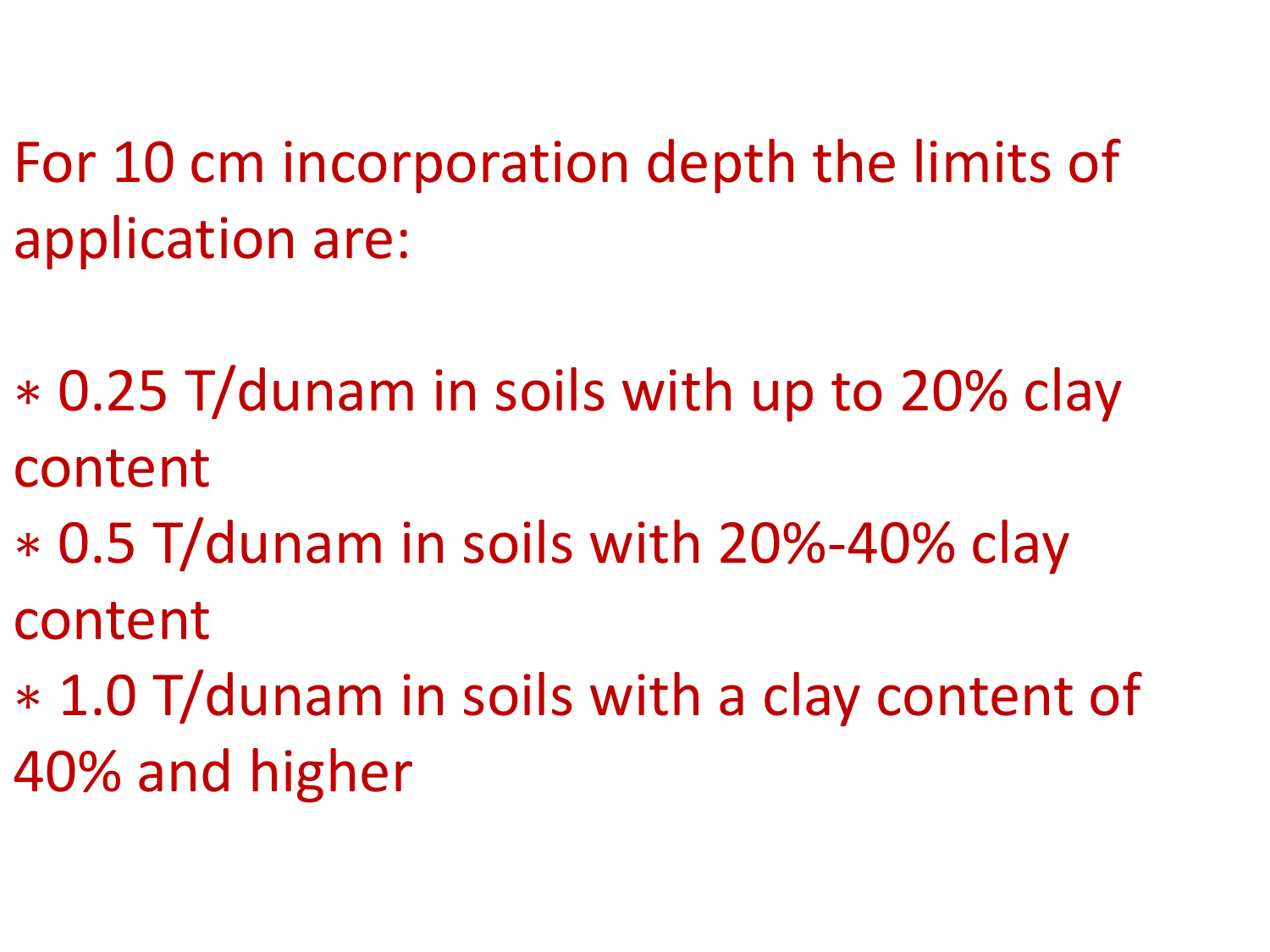For 10 cm incorporation depth the limits of application are:

* 0.25 T/dunam in soils with up to 20% clay content
* 0.5 T/dunam in soils with 20%-40% clay content
* 1.0 T/dunam in soils with a clay content of 40% and higher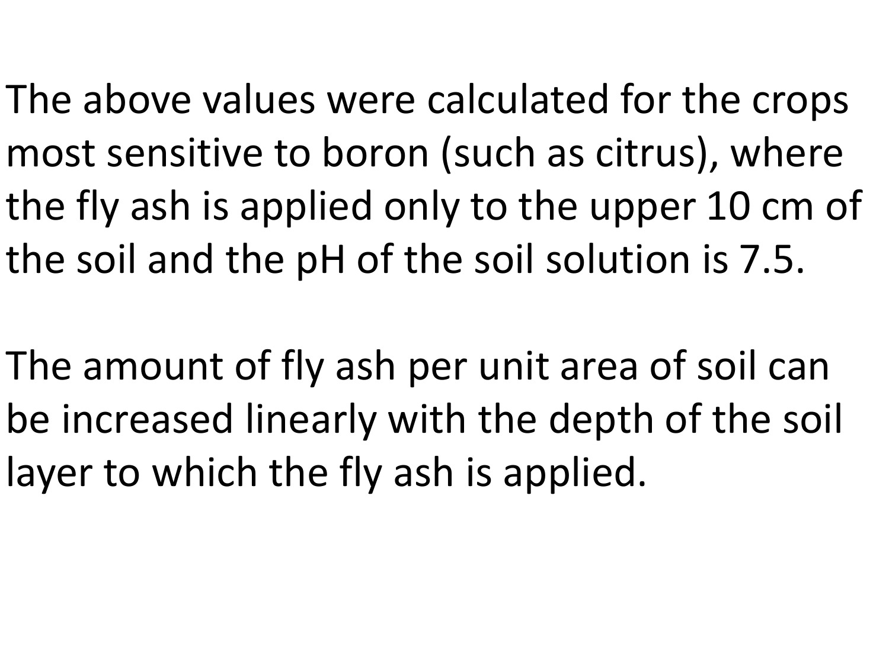The above values were calculated for the crops most sensitive to boron (such as citrus), where the fly ash is applied only to the upper 10 cm of the soil and the pH of the soil solution is 7.5.

The amount of fly ash per unit area of soil can be increased linearly with the depth of the soil layer to which the fly ash is applied.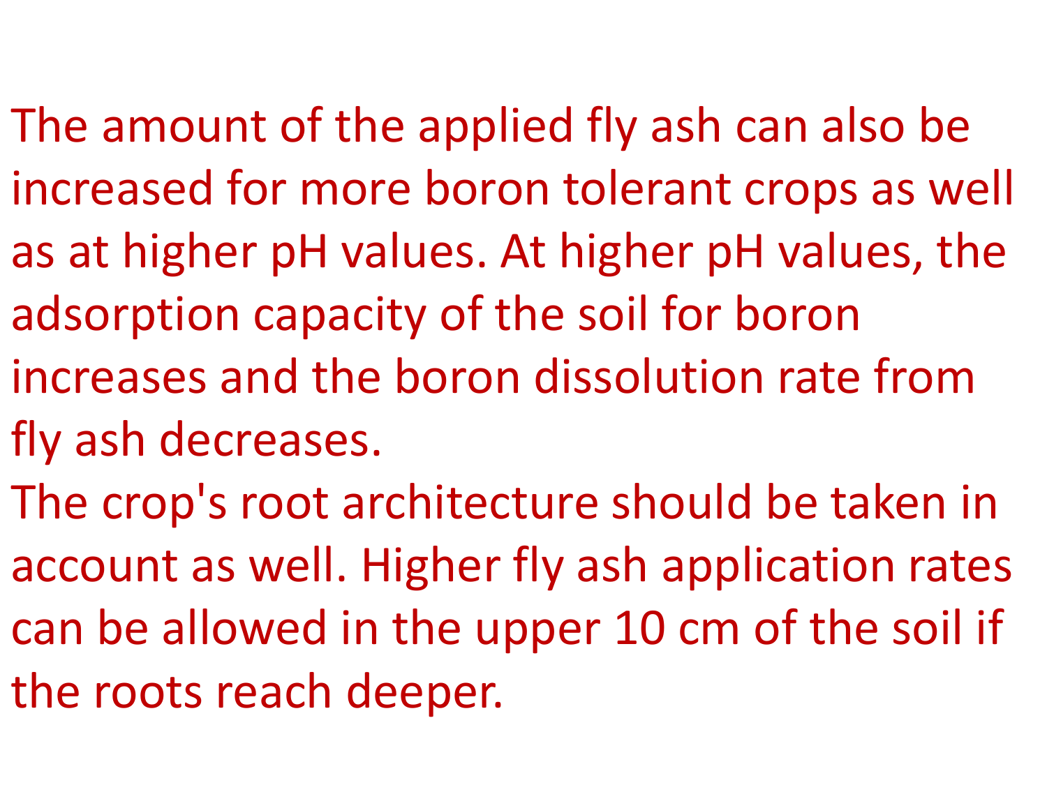The amount of the applied fly ash can also be increased for more boron tolerant crops as well as at higher pH values. At higher pH values, the adsorption capacity of the soil for boron increases and the boron dissolution rate from fly ash decreases.

The crop's root architecture should be taken in account as well. Higher fly ash application rates can be allowed in the upper 10 cm of the soil if the roots reach deeper.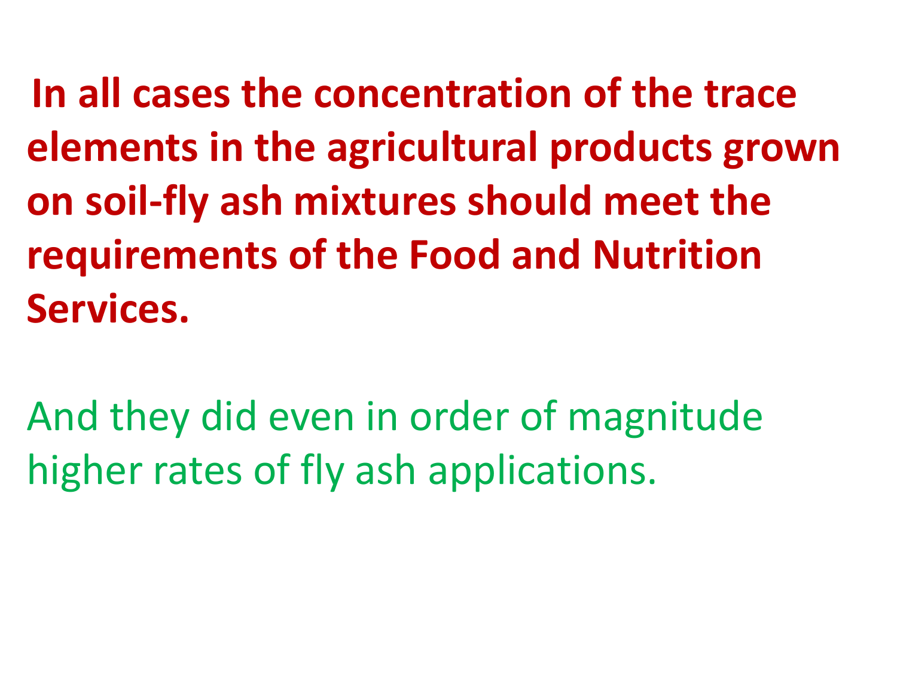**In all cases the concentration of the trace elements in the agricultural products grown on soil-fly ash mixtures should meet the requirements of the Food and Nutrition Services.**

And they did even in order of magnitude higher rates of fly ash applications.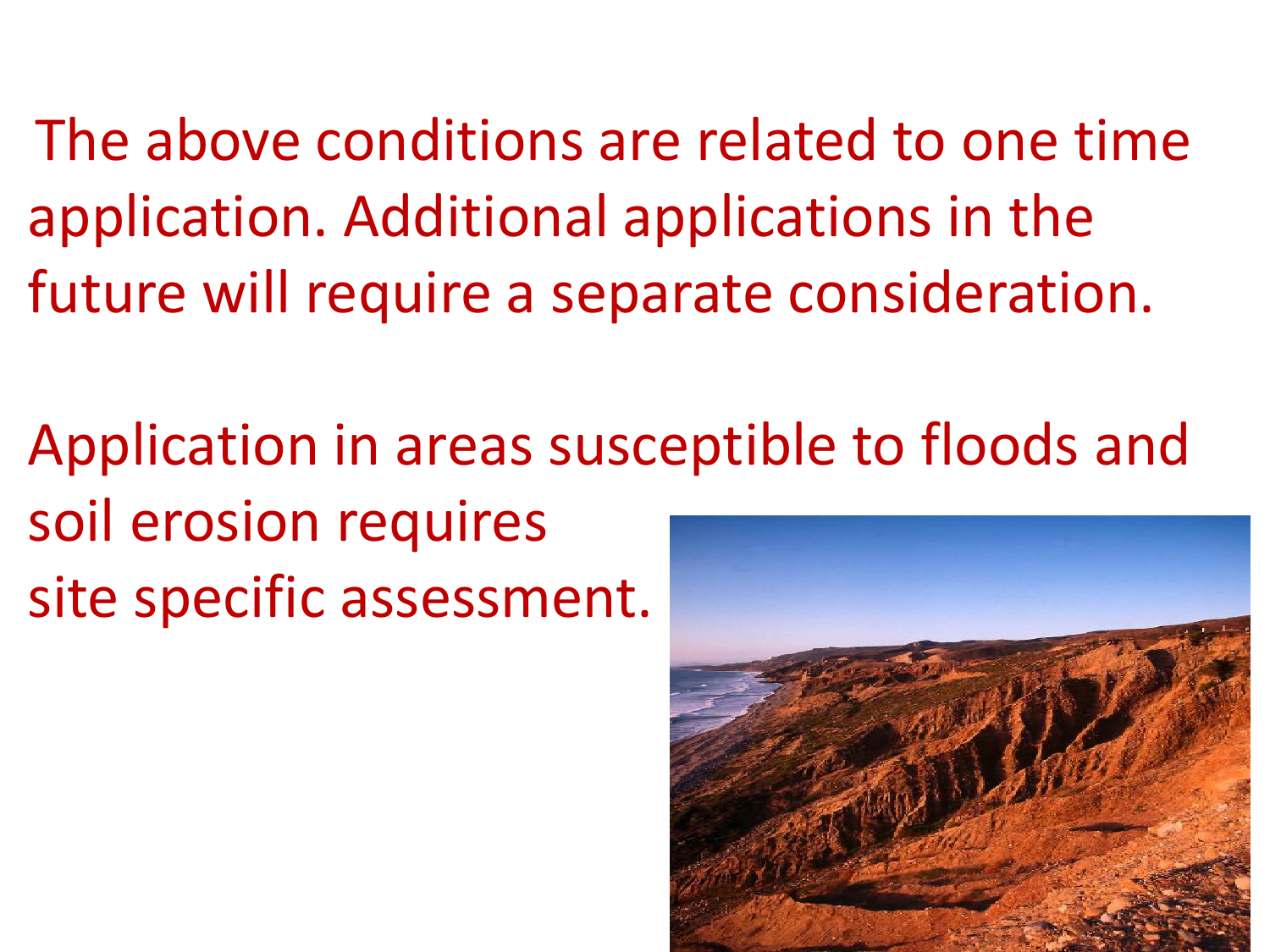The above conditions are related to one time application. Additional applications in the future will require a separate consideration.

Application in areas susceptible to floods and soil erosion requires site specific assessment.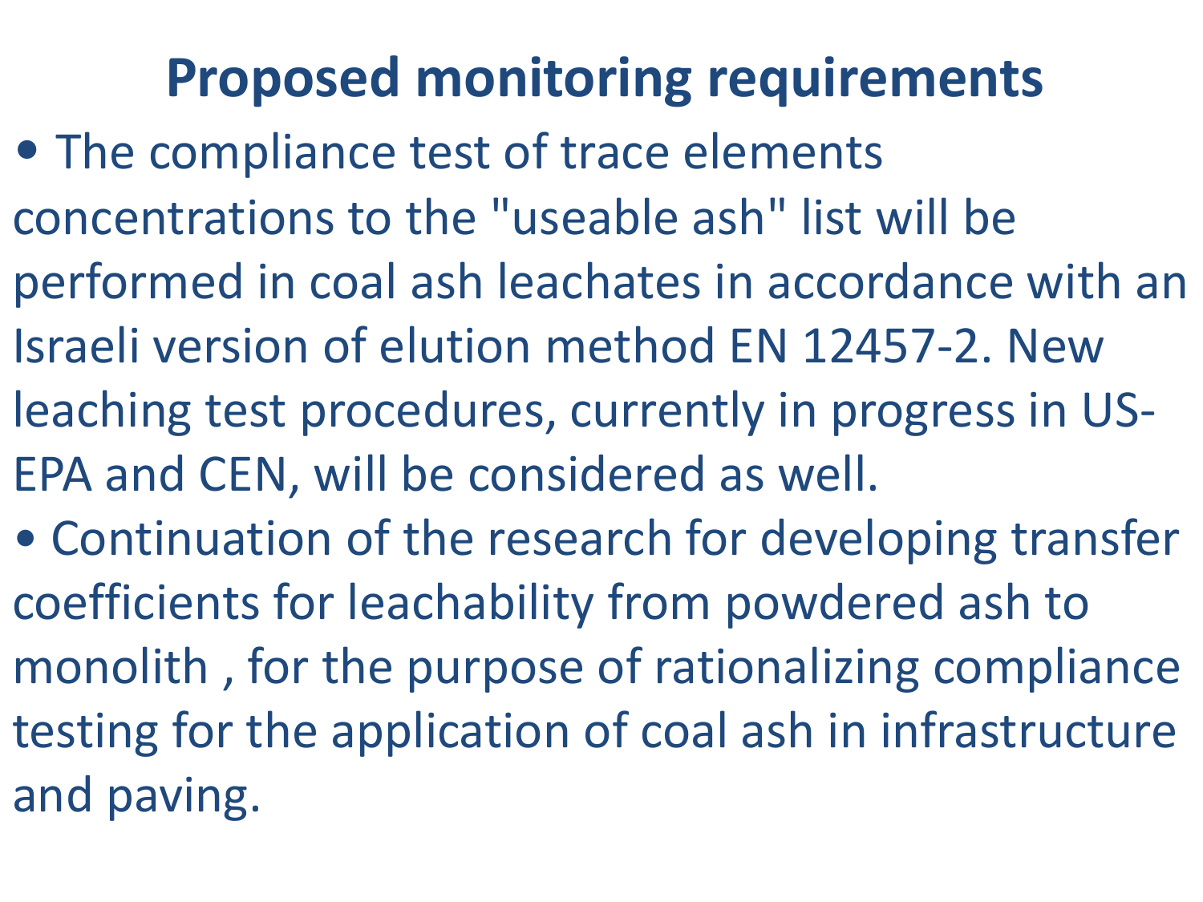# Proposed monitoring requirements

- The compliance test of trace elements concentrations to the "useable ash" list will be performed in coal ash leachates in accordance with an Israeli version of elution method EN 12457-2. New leaching test procedures, currently in progress in US-EPA and CEN, will be considered as well.
- Continuation of the research for developing transfer coefficients for leachability from powdered ash to monolith , for the purpose of rationalizing compliance testing for the application of coal ash in infrastructure and paving.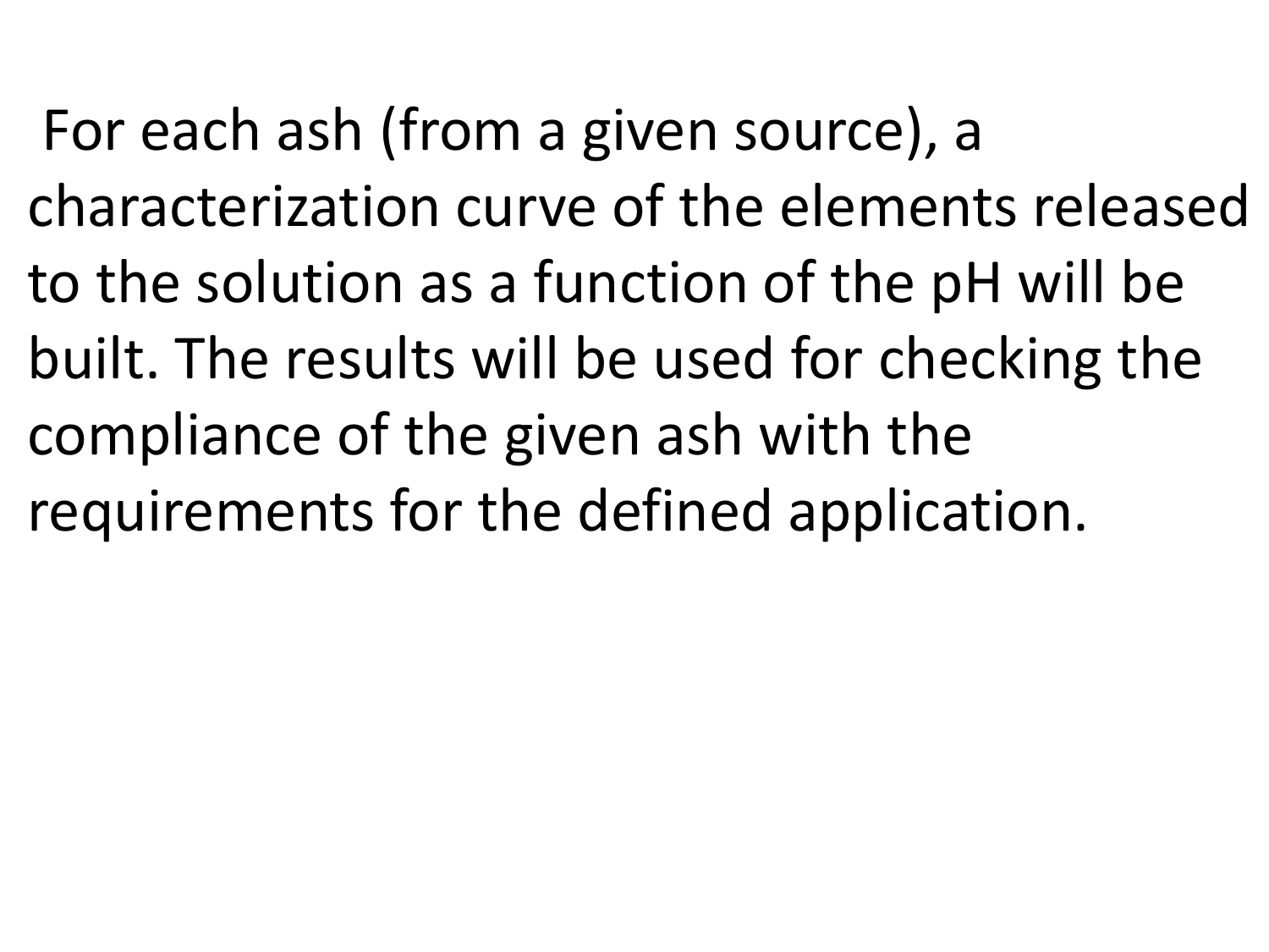For each ash (from a given source), a characterization curve of the elements released to the solution as a function of the pH will be built. The results will be used for checking the compliance of the given ash with the requirements for the defined application.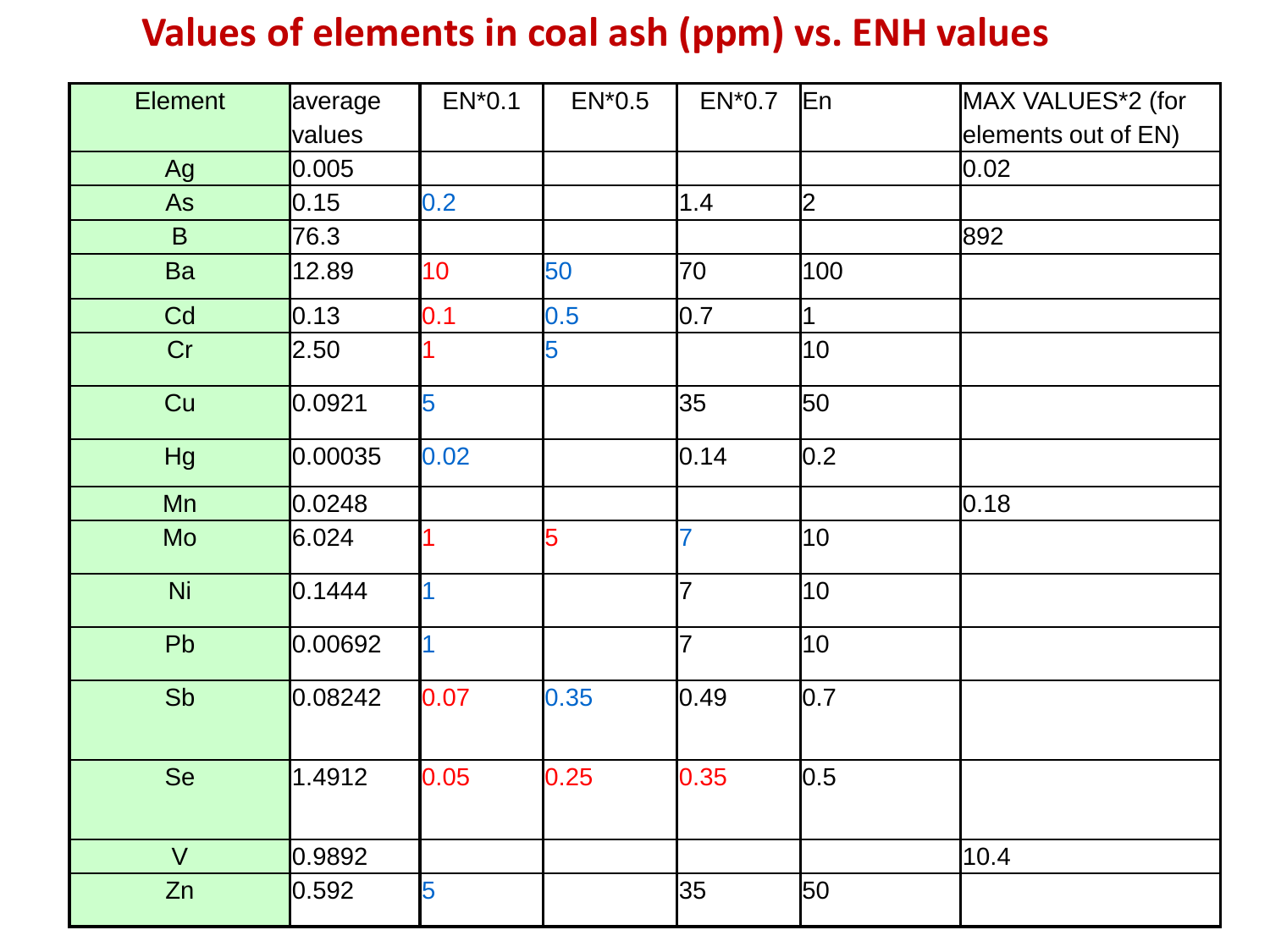# Values of elements in coal ash (ppm) vs. ENH values

| Element | average values | EN*0.1 | EN*0.5 | EN*0.7 | En | MAX VALUES*2 (for elements out of EN) |
|---|---|---|---|---|---|---|
| Ag | 0.005 | | | | | 0.02 |
| As | 0.15 | 0.2 | | 1.4 | 2 | |
| B | 76.3 | | | | | 892 |
| Ba | 12.89 | 10 | 50 | 70 | 100 | |
| Cd | 0.13 | 0.1 | 0.5 | 0.7 | 1 | |
| Cr | 2.50 | 1 | 5 | | 10 | |
| Cu | 0.0921 | 5 | | 35 | 50 | |
| Hg | 0.00035 | 0.02 | | 0.14 | 0.2 | |
| Mn | 0.0248 | | | | | 0.18 |
| Mo | 6.024 | 1 | 5 | 7 | 10 | |
| Ni | 0.1444 | 1 | | 7 | 10 | |
| Pb | 0.00692 | 1 | | 7 | 10 | |
| Sb | 0.08242 | 0.07 | 0.35 | 0.49 | 0.7 | |
| Se | 1.4912 | 0.05 | 0.25 | 0.35 | 0.5 | |
| V | 0.9892 | | | | | 10.4 |
| Zn | 0.592 | 5 | | 35 | 50 | |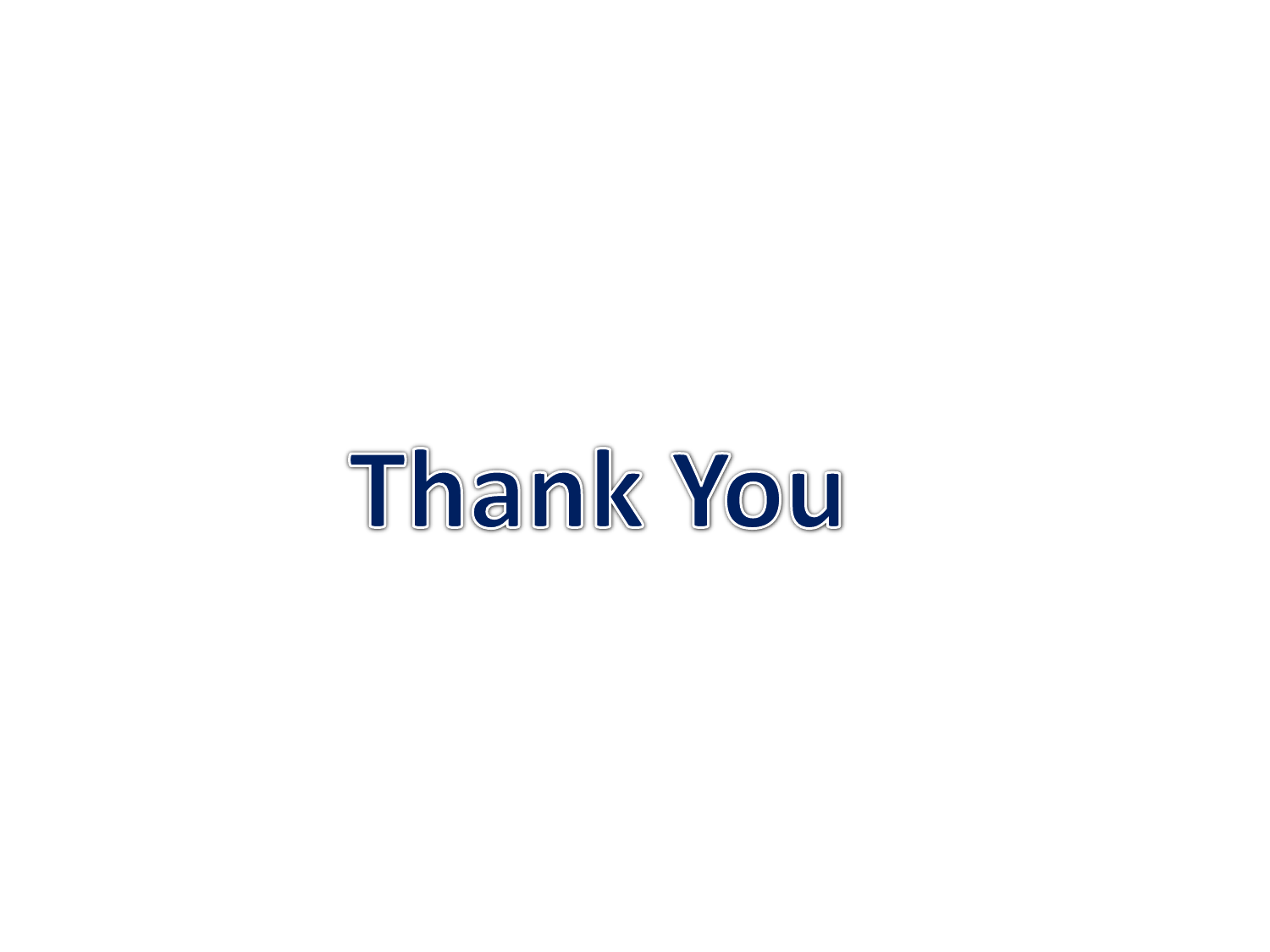# Thank You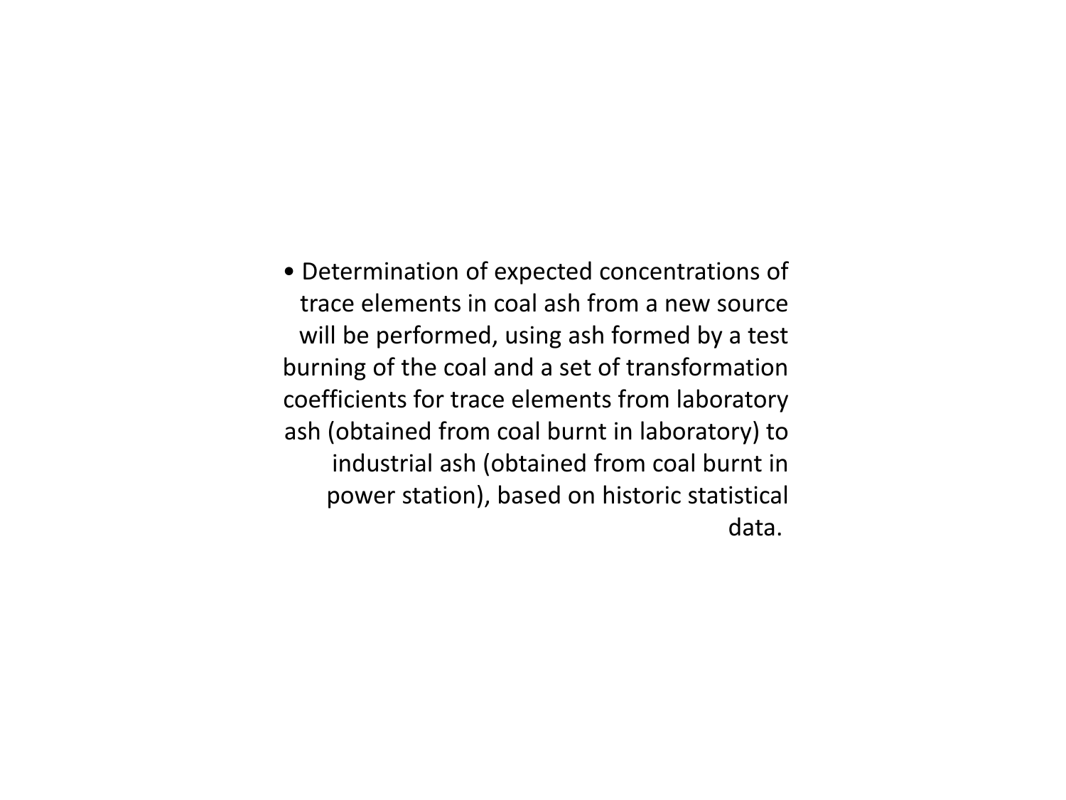- Determination of expected concentrations of trace elements in coal ash from a new source will be performed, using ash formed by a test burning of the coal and a set of transformation coefficients for trace elements from laboratory ash (obtained from coal burnt in laboratory) to industrial ash (obtained from coal burnt in power station), based on historic statistical data.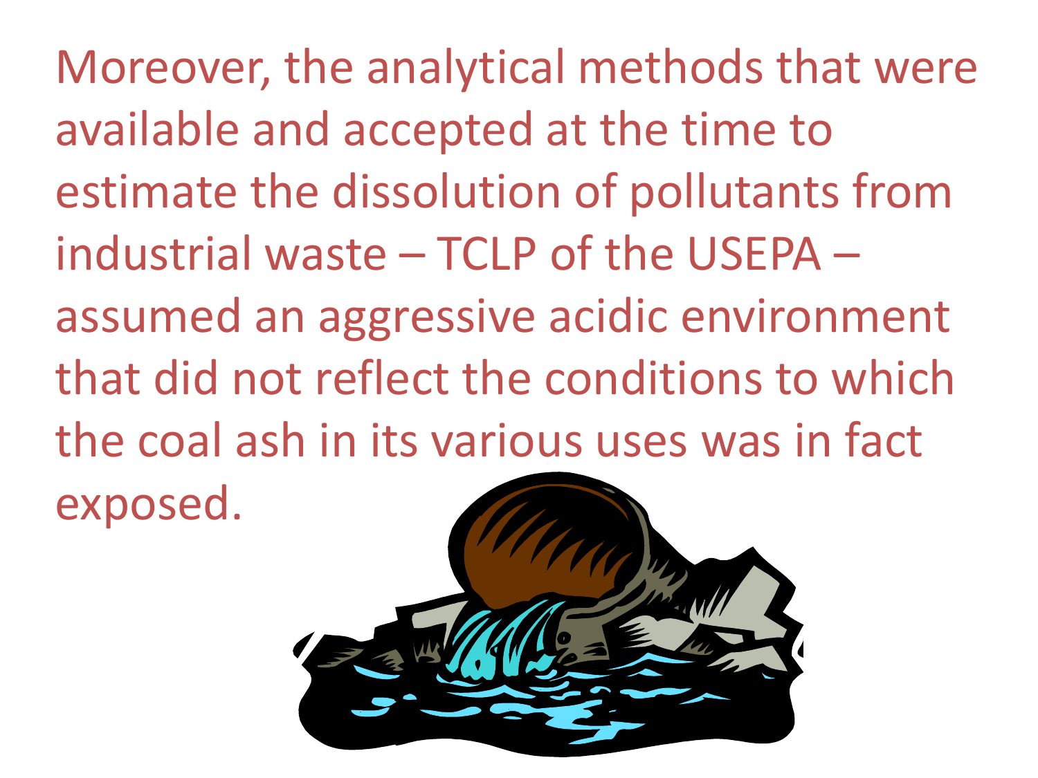Moreover, the analytical methods that were available and accepted at the time to estimate the dissolution of pollutants from industrial waste – TCLP of the USEPA – assumed an aggressive acidic environment that did not reflect the conditions to which the coal ash in its various uses was in fact exposed.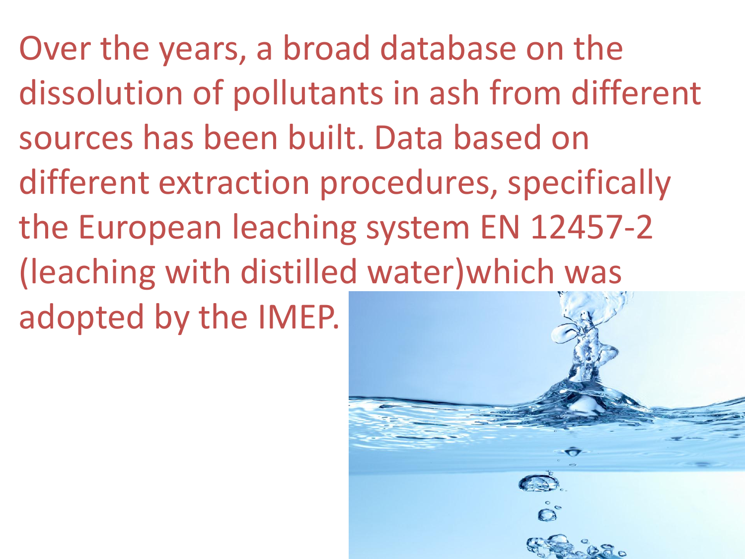Over the years, a broad database on the dissolution of pollutants in ash from different sources has been built. Data based on different extraction procedures, specifically the European leaching system EN 12457-2 (leaching with distilled water)which was adopted by the IMEP.